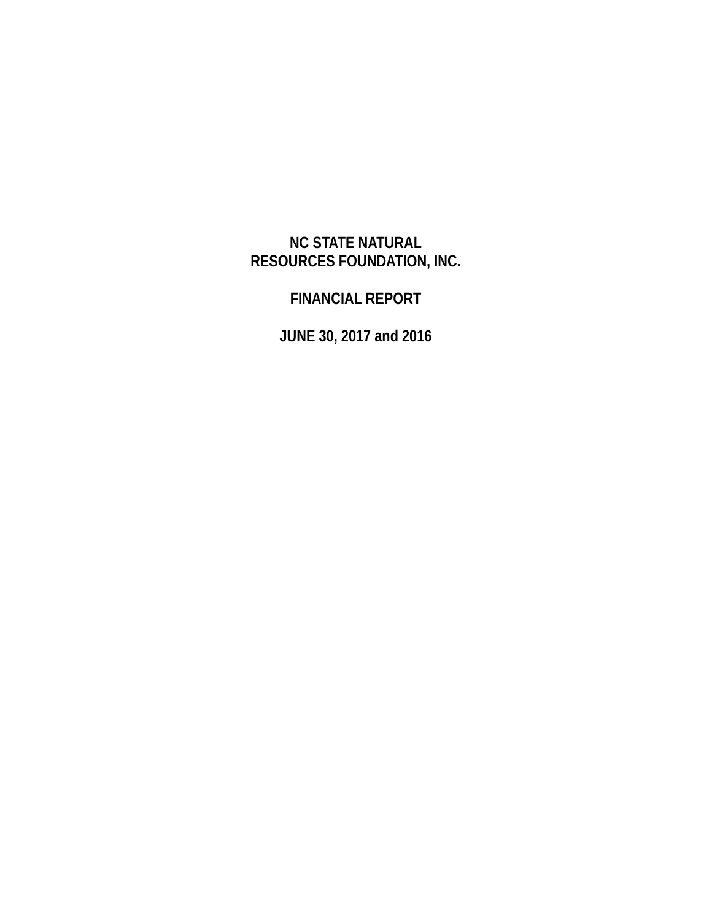# NC STATE NATURAL RESOURCES FOUNDATION, INC.

## FINANCIAL REPORT

## JUNE 30, 2017 and 2016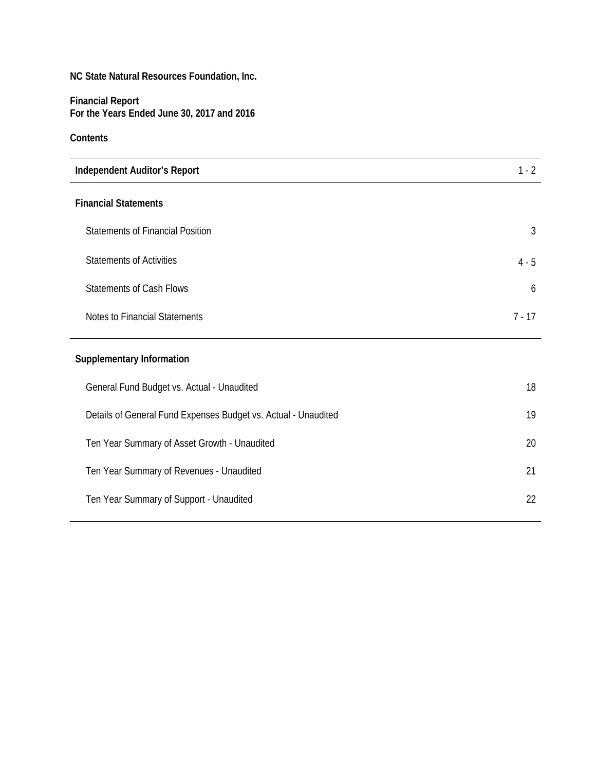**NC State Natural Resources Foundation, Inc.**

**Financial Report**
**For the Years Ended June 30, 2017 and 2016**

**Contents**

| | |
|---|---|
| **Independent Auditor's Report** | 1 - 2 |
| **Financial Statements** | |
| Statements of Financial Position | 3 |
| Statements of Activities | 4 - 5 |
| Statements of Cash Flows | 6 |
| Notes to Financial Statements | 7 - 17 |
| **Supplementary Information** | |
| General Fund Budget vs. Actual - Unaudited | 18 |
| Details of General Fund Expenses Budget vs. Actual - Unaudited | 19 |
| Ten Year Summary of Asset Growth - Unaudited | 20 |
| Ten Year Summary of Revenues - Unaudited | 21 |
| Ten Year Summary of Support - Unaudited | 22 |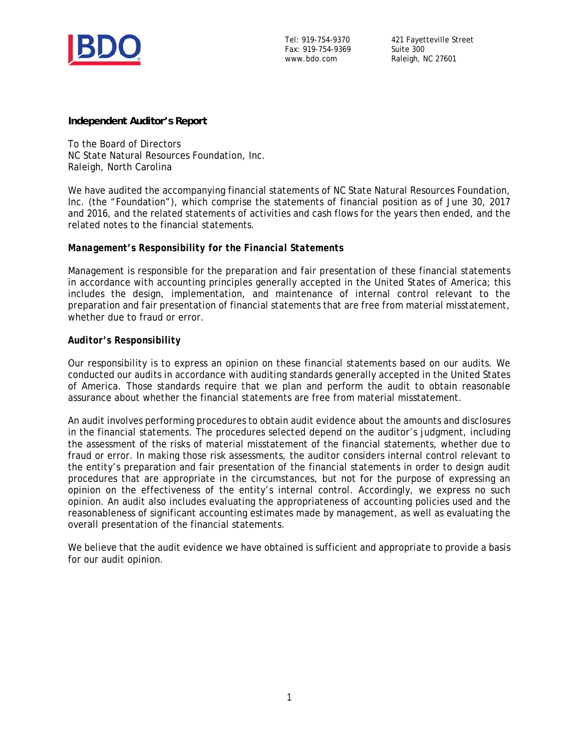Tel: 919-754-9370
Fax: 919-754-9369
www.bdo.com

421 Fayetteville Street
Suite 300
Raleigh, NC 27601

**Independent Auditor's Report**

To the Board of Directors
NC State Natural Resources Foundation, Inc.
Raleigh, North Carolina

We have audited the accompanying financial statements of NC State Natural Resources Foundation, Inc. (the "Foundation"), which comprise the statements of financial position as of June 30, 2017 and 2016, and the related statements of activities and cash flows for the years then ended, and the related notes to the financial statements.

***Management's Responsibility for the Financial Statements***

Management is responsible for the preparation and fair presentation of these financial statements in accordance with accounting principles generally accepted in the United States of America; this includes the design, implementation, and maintenance of internal control relevant to the preparation and fair presentation of financial statements that are free from material misstatement, whether due to fraud or error.

**Auditor's Responsibility**

Our responsibility is to express an opinion on these financial statements based on our audits. We conducted our audits in accordance with auditing standards generally accepted in the United States of America. Those standards require that we plan and perform the audit to obtain reasonable assurance about whether the financial statements are free from material misstatement.

An audit involves performing procedures to obtain audit evidence about the amounts and disclosures in the financial statements. The procedures selected depend on the auditor's judgment, including the assessment of the risks of material misstatement of the financial statements, whether due to fraud or error. In making those risk assessments, the auditor considers internal control relevant to the entity's preparation and fair presentation of the financial statements in order to design audit procedures that are appropriate in the circumstances, but not for the purpose of expressing an opinion on the effectiveness of the entity's internal control. Accordingly, we express no such opinion. An audit also includes evaluating the appropriateness of accounting policies used and the reasonableness of significant accounting estimates made by management, as well as evaluating the overall presentation of the financial statements.

We believe that the audit evidence we have obtained is sufficient and appropriate to provide a basis for our audit opinion.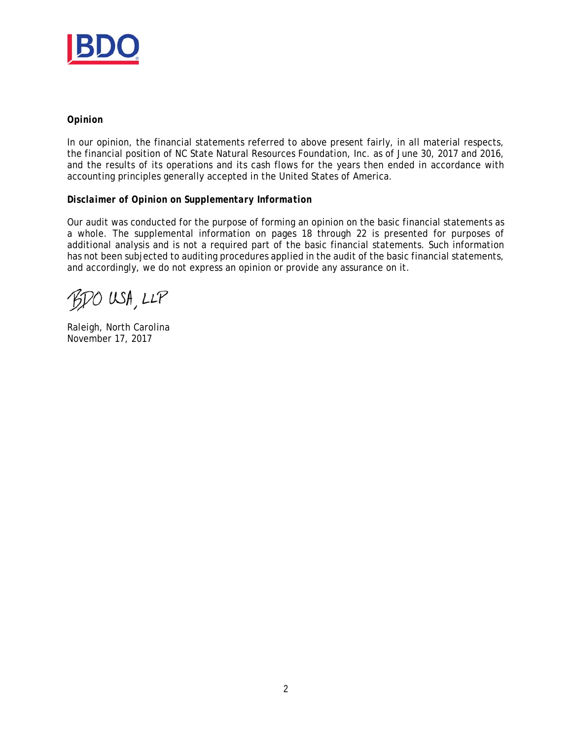### Opinion

In our opinion, the financial statements referred to above present fairly, in all material respects, the financial position of NC State Natural Resources Foundation, Inc. as of June 30, 2017 and 2016, and the results of its operations and its cash flows for the years then ended in accordance with accounting principles generally accepted in the United States of America.

### Disclaimer of Opinion on Supplementary Information

Our audit was conducted for the purpose of forming an opinion on the basic financial statements as a whole. The supplemental information on pages 18 through 22 is presented for purposes of additional analysis and is not a required part of the basic financial statements. Such information has not been subjected to auditing procedures applied in the audit of the basic financial statements, and accordingly, we do not express an opinion or provide any assurance on it.

BDO USA, LLP

Raleigh, North Carolina
November 17, 2017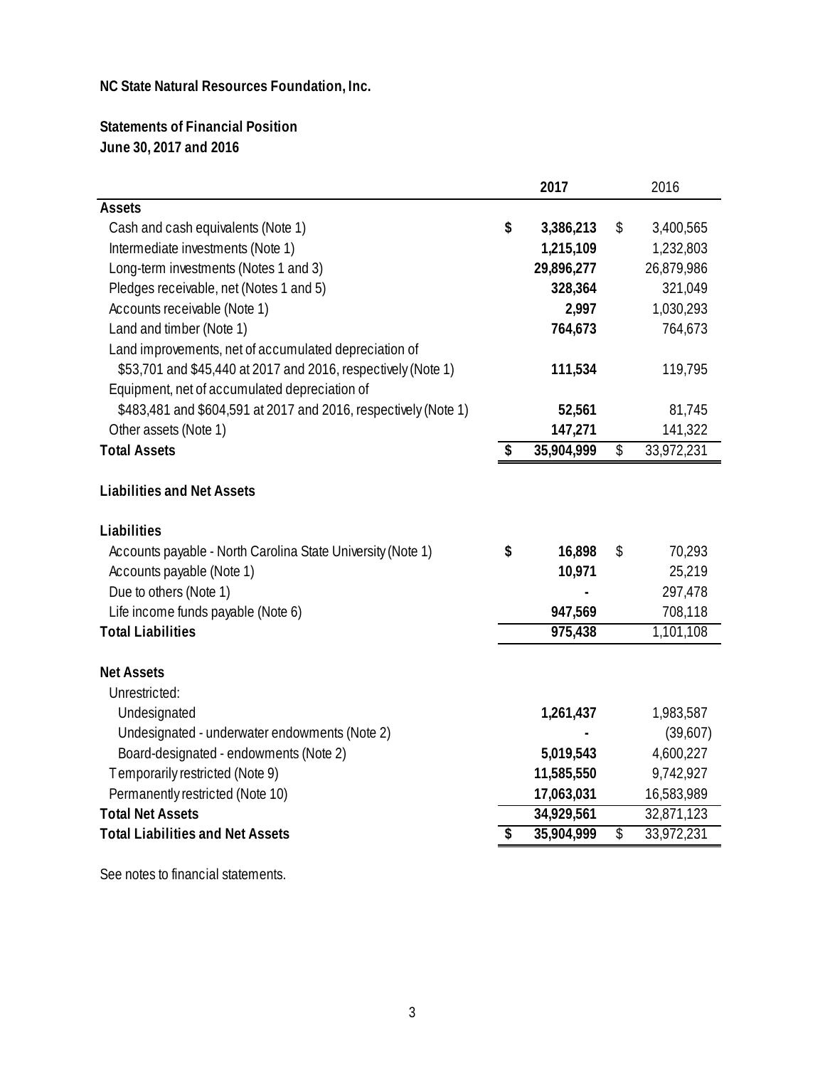**NC State Natural Resources Foundation, Inc.**

**Statements of Financial Position**
**June 30, 2017 and 2016**

| | **2017** | 2016 |
|---|---|---|
| **Assets** | | |
| Cash and cash equivalents (Note 1) | **$ 3,386,213** | $ 3,400,565 |
| Intermediate investments (Note 1) | **1,215,109** | 1,232,803 |
| Long-term investments (Notes 1 and 3) | **29,896,277** | 26,879,986 |
| Pledges receivable, net (Notes 1 and 5) | **328,364** | 321,049 |
| Accounts receivable (Note 1) | **2,997** | 1,030,293 |
| Land and timber (Note 1) | **764,673** | 764,673 |
| Land improvements, net of accumulated depreciation of $53,701 and $45,440 at 2017 and 2016, respectively (Note 1) | **111,534** | 119,795 |
| Equipment, net of accumulated depreciation of $483,481 and $604,591 at 2017 and 2016, respectively (Note 1) | **52,561** | 81,745 |
| Other assets (Note 1) | **147,271** | 141,322 |
| **Total Assets** | **$ 35,904,999** | $ 33,972,231 |
| | | |
| **Liabilities and Net Assets** | | |
| | | |
| **Liabilities** | | |
| Accounts payable - North Carolina State University (Note 1) | **$ 16,898** | $ 70,293 |
| Accounts payable (Note 1) | **10,971** | 25,219 |
| Due to others (Note 1) | **-** | 297,478 |
| Life income funds payable (Note 6) | **947,569** | 708,118 |
| **Total Liabilities** | **975,438** | 1,101,108 |
| | | |
| **Net Assets** | | |
| Unrestricted: | | |
| Undesignated | **1,261,437** | 1,983,587 |
| Undesignated - underwater endowments (Note 2) | **-** | (39,607) |
| Board-designated - endowments (Note 2) | **5,019,543** | 4,600,227 |
| Temporarily restricted (Note 9) | **11,585,550** | 9,742,927 |
| Permanently restricted (Note 10) | **17,063,031** | 16,583,989 |
| **Total Net Assets** | **34,929,561** | 32,871,123 |
| **Total Liabilities and Net Assets** | **$ 35,904,999** | $ 33,972,231 |

See notes to financial statements.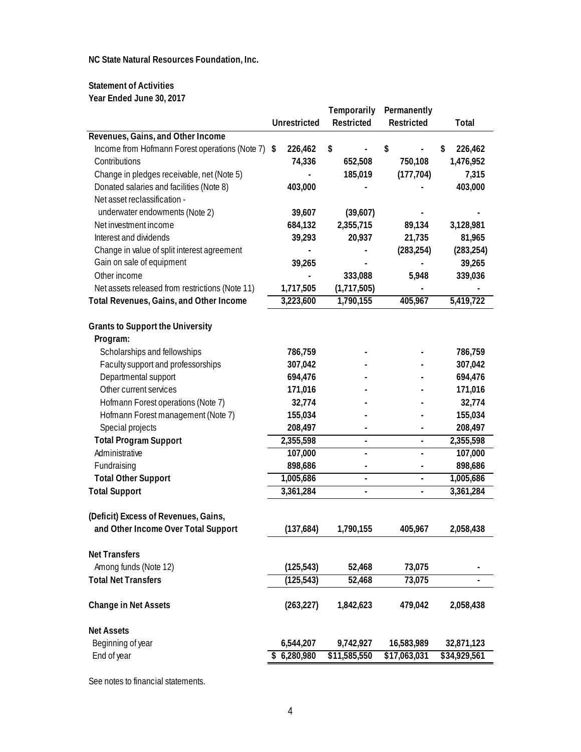**NC State Natural Resources Foundation, Inc.**

**Statement of Activities**
**Year Ended June 30, 2017**

| | Unrestricted | Temporarily Restricted | Permanently Restricted | Total |
|---|---|---|---|---|
| **Revenues, Gains, and Other Income** | | | | |
| Income from Hofmann Forest operations (Note 7) | $ 226,462 | $ - | $ - | $ 226,462 |
| Contributions | 74,336 | 652,508 | 750,108 | 1,476,952 |
| Change in pledges receivable, net (Note 5) | - | 185,019 | (177,704) | 7,315 |
| Donated salaries and facilities (Note 8) | 403,000 | - | - | 403,000 |
| Net asset reclassification - underwater endowments (Note 2) | 39,607 | (39,607) | - | - |
| Net investment income | 684,132 | 2,355,715 | 89,134 | 3,128,981 |
| Interest and dividends | 39,293 | 20,937 | 21,735 | 81,965 |
| Change in value of split interest agreement | - | - | (283,254) | (283,254) |
| Gain on sale of equipment | 39,265 | - | - | 39,265 |
| Other income | - | 333,088 | 5,948 | 339,036 |
| Net assets released from restrictions (Note 11) | 1,717,505 | (1,717,505) | - | - |
| **Total Revenues, Gains, and Other Income** | 3,223,600 | 1,790,155 | 405,967 | 5,419,722 |
| **Grants to Support the University** | | | | |
| **Program:** | | | | |
| Scholarships and fellowships | 786,759 | - | - | 786,759 |
| Faculty support and professorships | 307,042 | - | - | 307,042 |
| Departmental support | 694,476 | - | - | 694,476 |
| Other current services | 171,016 | - | - | 171,016 |
| Hofmann Forest operations (Note 7) | 32,774 | - | - | 32,774 |
| Hofmann Forest management (Note 7) | 155,034 | - | - | 155,034 |
| Special projects | 208,497 | - | - | 208,497 |
| **Total Program Support** | 2,355,598 | - | - | 2,355,598 |
| Administrative | 107,000 | - | - | 107,000 |
| Fundraising | 898,686 | - | - | 898,686 |
| **Total Other Support** | 1,005,686 | - | - | 1,005,686 |
| **Total Support** | 3,361,284 | - | - | 3,361,284 |
| **(Deficit) Excess of Revenues, Gains, and Other Income Over Total Support** | (137,684) | 1,790,155 | 405,967 | 2,058,438 |
| **Net Transfers** | | | | |
| Among funds (Note 12) | (125,543) | 52,468 | 73,075 | - |
| **Total Net Transfers** | (125,543) | 52,468 | 73,075 | - |
| **Change in Net Assets** | (263,227) | 1,842,623 | 479,042 | 2,058,438 |
| **Net Assets** | | | | |
| Beginning of year | 6,544,207 | 9,742,927 | 16,583,989 | 32,871,123 |
| End of year | $ 6,280,980 | $11,585,550 | $17,063,031 | $34,929,561 |

See notes to financial statements.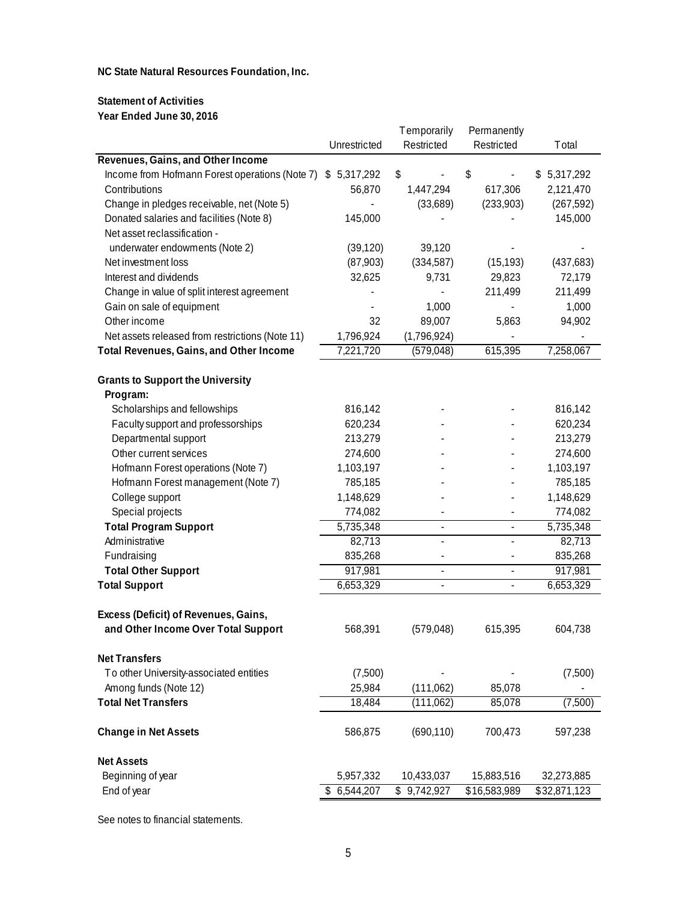**NC State Natural Resources Foundation, Inc.**

**Statement of Activities**
**Year Ended June 30, 2016**

| | Unrestricted | Temporarily Restricted | Permanently Restricted | Total |
|---|---|---|---|---|
| **Revenues, Gains, and Other Income** | | | | |
| Income from Hofmann Forest operations (Note 7) | $ 5,317,292 | $ - | $ - | $ 5,317,292 |
| Contributions | 56,870 | 1,447,294 | 617,306 | 2,121,470 |
| Change in pledges receivable, net (Note 5) | - | (33,689) | (233,903) | (267,592) |
| Donated salaries and facilities (Note 8) | 145,000 | - | - | 145,000 |
| Net asset reclassification - underwater endowments (Note 2) | (39,120) | 39,120 | - | - |
| Net investment loss | (87,903) | (334,587) | (15,193) | (437,683) |
| Interest and dividends | 32,625 | 9,731 | 29,823 | 72,179 |
| Change in value of split interest agreement | - | - | 211,499 | 211,499 |
| Gain on sale of equipment | - | 1,000 | - | 1,000 |
| Other income | 32 | 89,007 | 5,863 | 94,902 |
| Net assets released from restrictions (Note 11) | 1,796,924 | (1,796,924) | - | - |
| **Total Revenues, Gains, and Other Income** | 7,221,720 | (579,048) | 615,395 | 7,258,067 |
| | | | | |
| **Grants to Support the University** | | | | |
| **Program:** | | | | |
| Scholarships and fellowships | 816,142 | - | - | 816,142 |
| Faculty support and professorships | 620,234 | - | - | 620,234 |
| Departmental support | 213,279 | - | - | 213,279 |
| Other current services | 274,600 | - | - | 274,600 |
| Hofmann Forest operations (Note 7) | 1,103,197 | - | - | 1,103,197 |
| Hofmann Forest management (Note 7) | 785,185 | - | - | 785,185 |
| College support | 1,148,629 | - | - | 1,148,629 |
| Special projects | 774,082 | - | - | 774,082 |
| **Total Program Support** | 5,735,348 | - | - | 5,735,348 |
| Administrative | 82,713 | - | - | 82,713 |
| Fundraising | 835,268 | - | - | 835,268 |
| **Total Other Support** | 917,981 | - | - | 917,981 |
| **Total Support** | 6,653,329 | - | - | 6,653,329 |
| | | | | |
| **Excess (Deficit) of Revenues, Gains, and Other Income Over Total Support** | 568,391 | (579,048) | 615,395 | 604,738 |
| | | | | |
| **Net Transfers** | | | | |
| To other University-associated entities | (7,500) | - | - | (7,500) |
| Among funds (Note 12) | 25,984 | (111,062) | 85,078 | - |
| **Total Net Transfers** | 18,484 | (111,062) | 85,078 | (7,500) |
| | | | | |
| **Change in Net Assets** | 586,875 | (690,110) | 700,473 | 597,238 |
| | | | | |
| **Net Assets** | | | | |
| Beginning of year | 5,957,332 | 10,433,037 | 15,883,516 | 32,273,885 |
| End of year | $ 6,544,207 | $ 9,742,927 | $16,583,989 | $32,871,123 |

See notes to financial statements.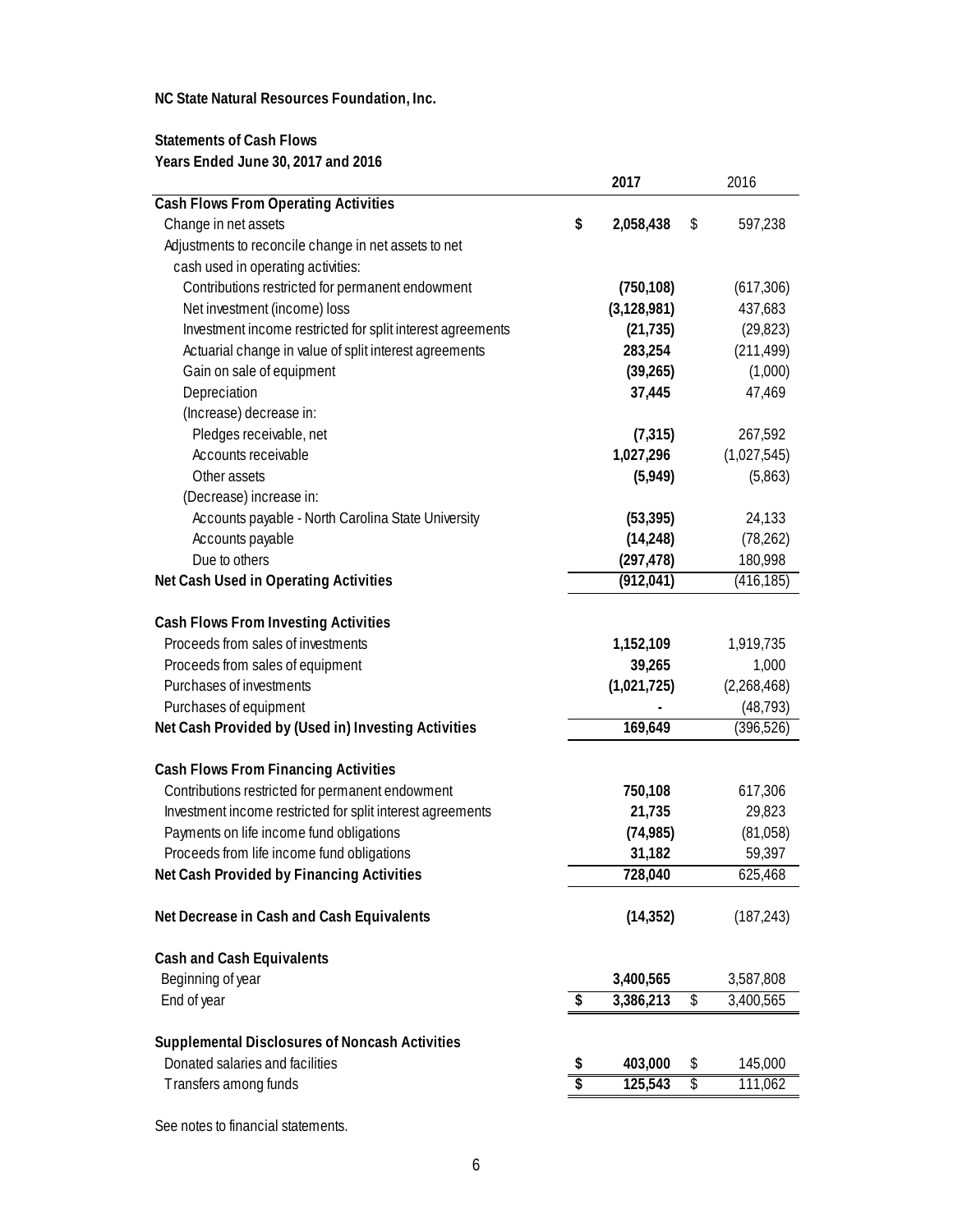**NC State Natural Resources Foundation, Inc.**

**Statements of Cash Flows**
**Years Ended June 30, 2017 and 2016**

| | 2017 | 2016 |
|---|---|---|
| **Cash Flows From Operating Activities** | | |
| Change in net assets | **$ 2,058,438** | $ 597,238 |
| Adjustments to reconcile change in net assets to net cash used in operating activities: | | |
| Contributions restricted for permanent endowment | **(750,108)** | (617,306) |
| Net investment (income) loss | **(3,128,981)** | 437,683 |
| Investment income restricted for split interest agreements | **(21,735)** | (29,823) |
| Actuarial change in value of split interest agreements | **283,254** | (211,499) |
| Gain on sale of equipment | **(39,265)** | (1,000) |
| Depreciation | **37,445** | 47,469 |
| (Increase) decrease in: | | |
| Pledges receivable, net | **(7,315)** | 267,592 |
| Accounts receivable | **1,027,296** | (1,027,545) |
| Other assets | **(5,949)** | (5,863) |
| (Decrease) increase in: | | |
| Accounts payable - North Carolina State University | **(53,395)** | 24,133 |
| Accounts payable | **(14,248)** | (78,262) |
| Due to others | **(297,478)** | 180,998 |
| **Net Cash Used in Operating Activities** | **(912,041)** | (416,185) |
| | | |
| **Cash Flows From Investing Activities** | | |
| Proceeds from sales of investments | **1,152,109** | 1,919,735 |
| Proceeds from sales of equipment | **39,265** | 1,000 |
| Purchases of investments | **(1,021,725)** | (2,268,468) |
| Purchases of equipment | **-** | (48,793) |
| **Net Cash Provided by (Used in) Investing Activities** | **169,649** | (396,526) |
| | | |
| **Cash Flows From Financing Activities** | | |
| Contributions restricted for permanent endowment | **750,108** | 617,306 |
| Investment income restricted for split interest agreements | **21,735** | 29,823 |
| Payments on life income fund obligations | **(74,985)** | (81,058) |
| Proceeds from life income fund obligations | **31,182** | 59,397 |
| **Net Cash Provided by Financing Activities** | **728,040** | 625,468 |
| | | |
| **Net Decrease in Cash and Cash Equivalents** | **(14,352)** | (187,243) |
| | | |
| **Cash and Cash Equivalents** | | |
| Beginning of year | **3,400,565** | 3,587,808 |
| End of year | **$ 3,386,213** | $ 3,400,565 |
| | | |
| **Supplemental Disclosures of Noncash Activities** | | |
| Donated salaries and facilities | **$ 403,000** | $ 145,000 |
| Transfers among funds | **$ 125,543** | $ 111,062 |

See notes to financial statements.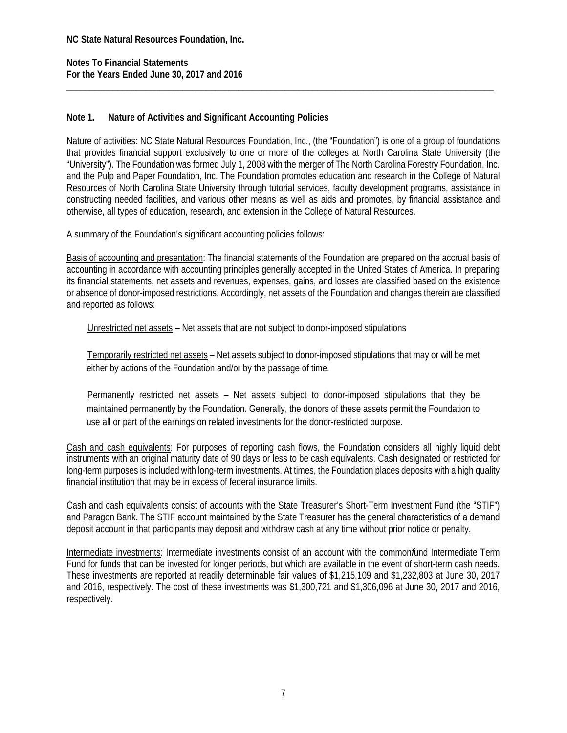**NC State Natural Resources Foundation, Inc.**

**Notes To Financial Statements**
**For the Years Ended June 30, 2017 and 2016**

## Note 1. Nature of Activities and Significant Accounting Policies

Nature of activities: NC State Natural Resources Foundation, Inc., (the "Foundation") is one of a group of foundations that provides financial support exclusively to one or more of the colleges at North Carolina State University (the "University"). The Foundation was formed July 1, 2008 with the merger of The North Carolina Forestry Foundation, Inc. and the Pulp and Paper Foundation, Inc. The Foundation promotes education and research in the College of Natural Resources of North Carolina State University through tutorial services, faculty development programs, assistance in constructing needed facilities, and various other means as well as aids and promotes, by financial assistance and otherwise, all types of education, research, and extension in the College of Natural Resources.

A summary of the Foundation's significant accounting policies follows:

Basis of accounting and presentation: The financial statements of the Foundation are prepared on the accrual basis of accounting in accordance with accounting principles generally accepted in the United States of America. In preparing its financial statements, net assets and revenues, expenses, gains, and losses are classified based on the existence or absence of donor-imposed restrictions. Accordingly, net assets of the Foundation and changes therein are classified and reported as follows:

Unrestricted net assets – Net assets that are not subject to donor-imposed stipulations

Temporarily restricted net assets – Net assets subject to donor-imposed stipulations that may or will be met either by actions of the Foundation and/or by the passage of time.

Permanently restricted net assets – Net assets subject to donor-imposed stipulations that they be maintained permanently by the Foundation. Generally, the donors of these assets permit the Foundation to use all or part of the earnings on related investments for the donor-restricted purpose.

Cash and cash equivalents: For purposes of reporting cash flows, the Foundation considers all highly liquid debt instruments with an original maturity date of 90 days or less to be cash equivalents. Cash designated or restricted for long-term purposes is included with long-term investments. At times, the Foundation places deposits with a high quality financial institution that may be in excess of federal insurance limits.

Cash and cash equivalents consist of accounts with the State Treasurer's Short-Term Investment Fund (the "STIF") and Paragon Bank. The STIF account maintained by the State Treasurer has the general characteristics of a demand deposit account in that participants may deposit and withdraw cash at any time without prior notice or penalty.

Intermediate investments: Intermediate investments consist of an account with the common*f*und Intermediate Term Fund for funds that can be invested for longer periods, but which are available in the event of short-term cash needs. These investments are reported at readily determinable fair values of $1,215,109 and $1,232,803 at June 30, 2017 and 2016, respectively. The cost of these investments was $1,300,721 and $1,306,096 at June 30, 2017 and 2016, respectively.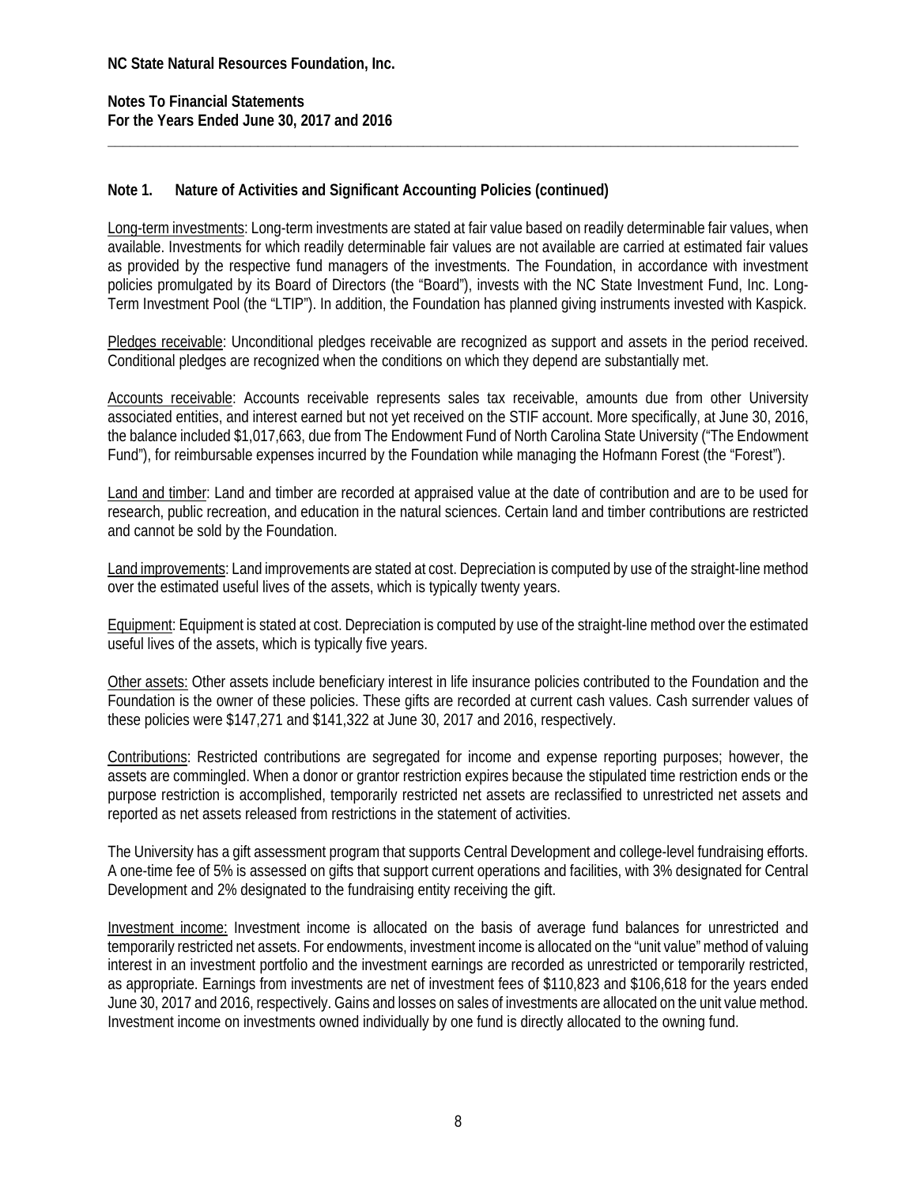**NC State Natural Resources Foundation, Inc.**

**Notes To Financial Statements**
**For the Years Ended June 30, 2017 and 2016**

## Note 1. Nature of Activities and Significant Accounting Policies (continued)

Long-term investments: Long-term investments are stated at fair value based on readily determinable fair values, when available. Investments for which readily determinable fair values are not available are carried at estimated fair values as provided by the respective fund managers of the investments. The Foundation, in accordance with investment policies promulgated by its Board of Directors (the "Board"), invests with the NC State Investment Fund, Inc. Long-Term Investment Pool (the "LTIP"). In addition, the Foundation has planned giving instruments invested with Kaspick.

Pledges receivable: Unconditional pledges receivable are recognized as support and assets in the period received. Conditional pledges are recognized when the conditions on which they depend are substantially met.

Accounts receivable: Accounts receivable represents sales tax receivable, amounts due from other University associated entities, and interest earned but not yet received on the STIF account. More specifically, at June 30, 2016, the balance included $1,017,663, due from The Endowment Fund of North Carolina State University ("The Endowment Fund"), for reimbursable expenses incurred by the Foundation while managing the Hofmann Forest (the "Forest").

Land and timber: Land and timber are recorded at appraised value at the date of contribution and are to be used for research, public recreation, and education in the natural sciences. Certain land and timber contributions are restricted and cannot be sold by the Foundation.

Land improvements: Land improvements are stated at cost. Depreciation is computed by use of the straight-line method over the estimated useful lives of the assets, which is typically twenty years.

Equipment: Equipment is stated at cost. Depreciation is computed by use of the straight-line method over the estimated useful lives of the assets, which is typically five years.

Other assets: Other assets include beneficiary interest in life insurance policies contributed to the Foundation and the Foundation is the owner of these policies. These gifts are recorded at current cash values. Cash surrender values of these policies were $147,271 and $141,322 at June 30, 2017 and 2016, respectively.

Contributions: Restricted contributions are segregated for income and expense reporting purposes; however, the assets are commingled. When a donor or grantor restriction expires because the stipulated time restriction ends or the purpose restriction is accomplished, temporarily restricted net assets are reclassified to unrestricted net assets and reported as net assets released from restrictions in the statement of activities.

The University has a gift assessment program that supports Central Development and college-level fundraising efforts. A one-time fee of 5% is assessed on gifts that support current operations and facilities, with 3% designated for Central Development and 2% designated to the fundraising entity receiving the gift.

Investment income: Investment income is allocated on the basis of average fund balances for unrestricted and temporarily restricted net assets. For endowments, investment income is allocated on the "unit value" method of valuing interest in an investment portfolio and the investment earnings are recorded as unrestricted or temporarily restricted, as appropriate. Earnings from investments are net of investment fees of $110,823 and $106,618 for the years ended June 30, 2017 and 2016, respectively. Gains and losses on sales of investments are allocated on the unit value method. Investment income on investments owned individually by one fund is directly allocated to the owning fund.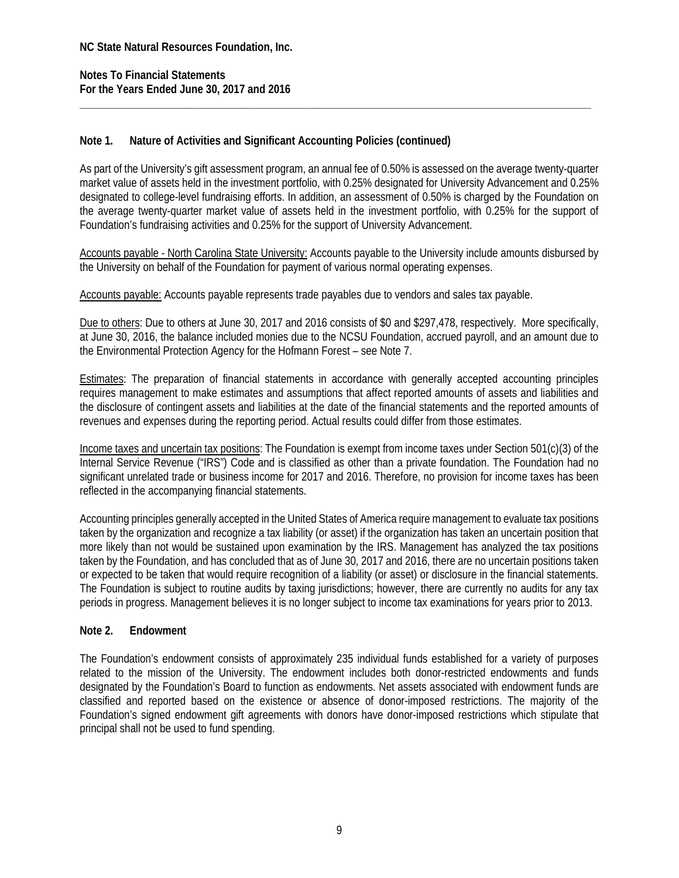**NC State Natural Resources Foundation, Inc.**

**Notes To Financial Statements**
**For the Years Ended June 30, 2017 and 2016**

---

### Note 1. Nature of Activities and Significant Accounting Policies (continued)

As part of the University's gift assessment program, an annual fee of 0.50% is assessed on the average twenty-quarter market value of assets held in the investment portfolio, with 0.25% designated for University Advancement and 0.25% designated to college-level fundraising efforts. In addition, an assessment of 0.50% is charged by the Foundation on the average twenty-quarter market value of assets held in the investment portfolio, with 0.25% for the support of Foundation's fundraising activities and 0.25% for the support of University Advancement.

<u>Accounts payable - North Carolina State University:</u> Accounts payable to the University include amounts disbursed by the University on behalf of the Foundation for payment of various normal operating expenses.

<u>Accounts payable:</u> Accounts payable represents trade payables due to vendors and sales tax payable.

<u>Due to others</u>: Due to others at June 30, 2017 and 2016 consists of $0 and $297,478, respectively. More specifically, at June 30, 2016, the balance included monies due to the NCSU Foundation, accrued payroll, and an amount due to the Environmental Protection Agency for the Hofmann Forest – see Note 7.

<u>Estimates</u>: The preparation of financial statements in accordance with generally accepted accounting principles requires management to make estimates and assumptions that affect reported amounts of assets and liabilities and the disclosure of contingent assets and liabilities at the date of the financial statements and the reported amounts of revenues and expenses during the reporting period. Actual results could differ from those estimates.

<u>Income taxes and uncertain tax positions</u>: The Foundation is exempt from income taxes under Section 501(c)(3) of the Internal Service Revenue ("IRS") Code and is classified as other than a private foundation. The Foundation had no significant unrelated trade or business income for 2017 and 2016. Therefore, no provision for income taxes has been reflected in the accompanying financial statements.

Accounting principles generally accepted in the United States of America require management to evaluate tax positions taken by the organization and recognize a tax liability (or asset) if the organization has taken an uncertain position that more likely than not would be sustained upon examination by the IRS. Management has analyzed the tax positions taken by the Foundation, and has concluded that as of June 30, 2017 and 2016, there are no uncertain positions taken or expected to be taken that would require recognition of a liability (or asset) or disclosure in the financial statements. The Foundation is subject to routine audits by taxing jurisdictions; however, there are currently no audits for any tax periods in progress. Management believes it is no longer subject to income tax examinations for years prior to 2013.

### Note 2. Endowment

The Foundation's endowment consists of approximately 235 individual funds established for a variety of purposes related to the mission of the University. The endowment includes both donor-restricted endowments and funds designated by the Foundation's Board to function as endowments. Net assets associated with endowment funds are classified and reported based on the existence or absence of donor-imposed restrictions. The majority of the Foundation's signed endowment gift agreements with donors have donor-imposed restrictions which stipulate that principal shall not be used to fund spending.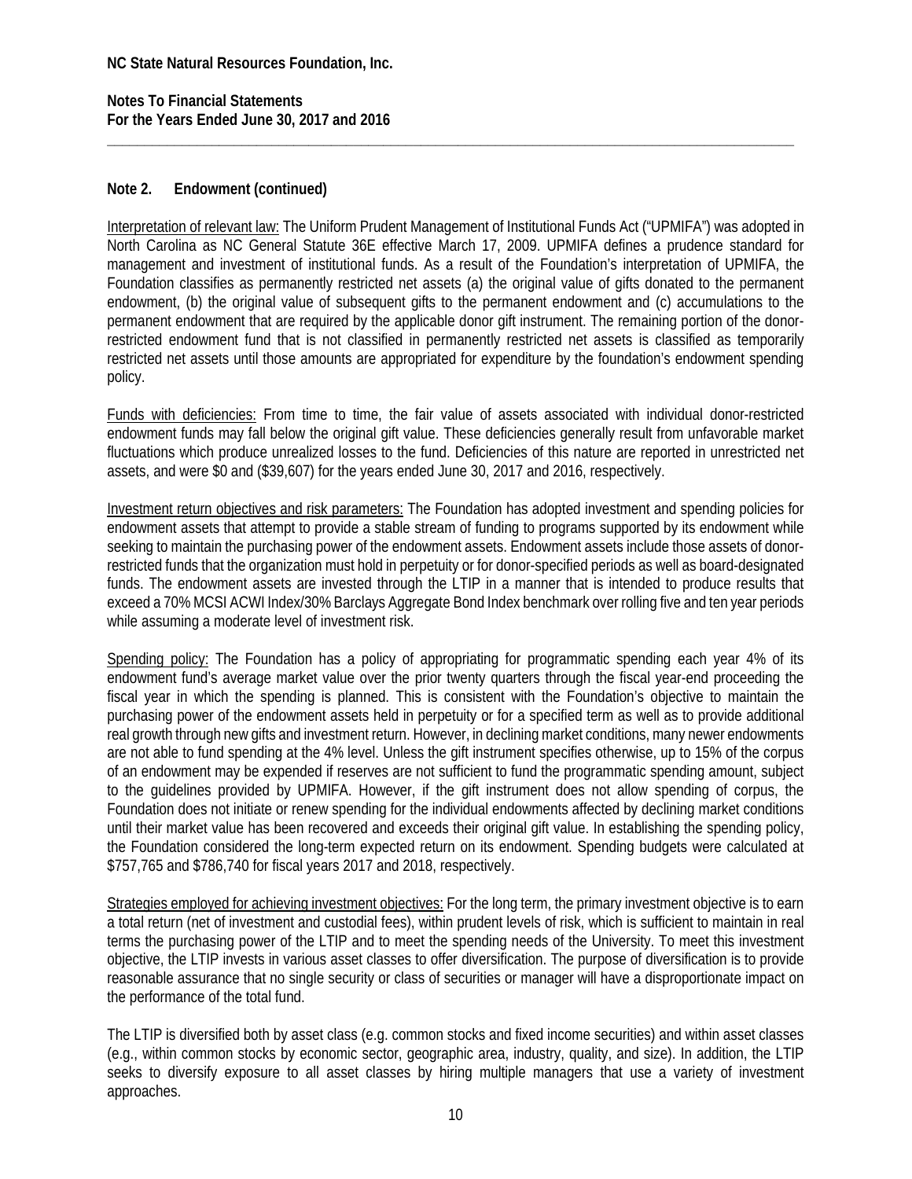## Note 2. Endowment (continued)

Interpretation of relevant law: The Uniform Prudent Management of Institutional Funds Act ("UPMIFA") was adopted in North Carolina as NC General Statute 36E effective March 17, 2009. UPMIFA defines a prudence standard for management and investment of institutional funds. As a result of the Foundation's interpretation of UPMIFA, the Foundation classifies as permanently restricted net assets (a) the original value of gifts donated to the permanent endowment, (b) the original value of subsequent gifts to the permanent endowment and (c) accumulations to the permanent endowment that are required by the applicable donor gift instrument. The remaining portion of the donor-restricted endowment fund that is not classified in permanently restricted net assets is classified as temporarily restricted net assets until those amounts are appropriated for expenditure by the foundation's endowment spending policy.

Funds with deficiencies: From time to time, the fair value of assets associated with individual donor-restricted endowment funds may fall below the original gift value. These deficiencies generally result from unfavorable market fluctuations which produce unrealized losses to the fund. Deficiencies of this nature are reported in unrestricted net assets, and were $0 and ($39,607) for the years ended June 30, 2017 and 2016, respectively.

Investment return objectives and risk parameters: The Foundation has adopted investment and spending policies for endowment assets that attempt to provide a stable stream of funding to programs supported by its endowment while seeking to maintain the purchasing power of the endowment assets. Endowment assets include those assets of donor-restricted funds that the organization must hold in perpetuity or for donor-specified periods as well as board-designated funds. The endowment assets are invested through the LTIP in a manner that is intended to produce results that exceed a 70% MCSI ACWI Index/30% Barclays Aggregate Bond Index benchmark over rolling five and ten year periods while assuming a moderate level of investment risk.

Spending policy: The Foundation has a policy of appropriating for programmatic spending each year 4% of its endowment fund's average market value over the prior twenty quarters through the fiscal year-end proceeding the fiscal year in which the spending is planned. This is consistent with the Foundation's objective to maintain the purchasing power of the endowment assets held in perpetuity or for a specified term as well as to provide additional real growth through new gifts and investment return. However, in declining market conditions, many newer endowments are not able to fund spending at the 4% level. Unless the gift instrument specifies otherwise, up to 15% of the corpus of an endowment may be expended if reserves are not sufficient to fund the programmatic spending amount, subject to the guidelines provided by UPMIFA. However, if the gift instrument does not allow spending of corpus, the Foundation does not initiate or renew spending for the individual endowments affected by declining market conditions until their market value has been recovered and exceeds their original gift value. In establishing the spending policy, the Foundation considered the long-term expected return on its endowment. Spending budgets were calculated at $757,765 and $786,740 for fiscal years 2017 and 2018, respectively.

Strategies employed for achieving investment objectives: For the long term, the primary investment objective is to earn a total return (net of investment and custodial fees), within prudent levels of risk, which is sufficient to maintain in real terms the purchasing power of the LTIP and to meet the spending needs of the University. To meet this investment objective, the LTIP invests in various asset classes to offer diversification. The purpose of diversification is to provide reasonable assurance that no single security or class of securities or manager will have a disproportionate impact on the performance of the total fund.

The LTIP is diversified both by asset class (e.g. common stocks and fixed income securities) and within asset classes (e.g., within common stocks by economic sector, geographic area, industry, quality, and size). In addition, the LTIP seeks to diversify exposure to all asset classes by hiring multiple managers that use a variety of investment approaches.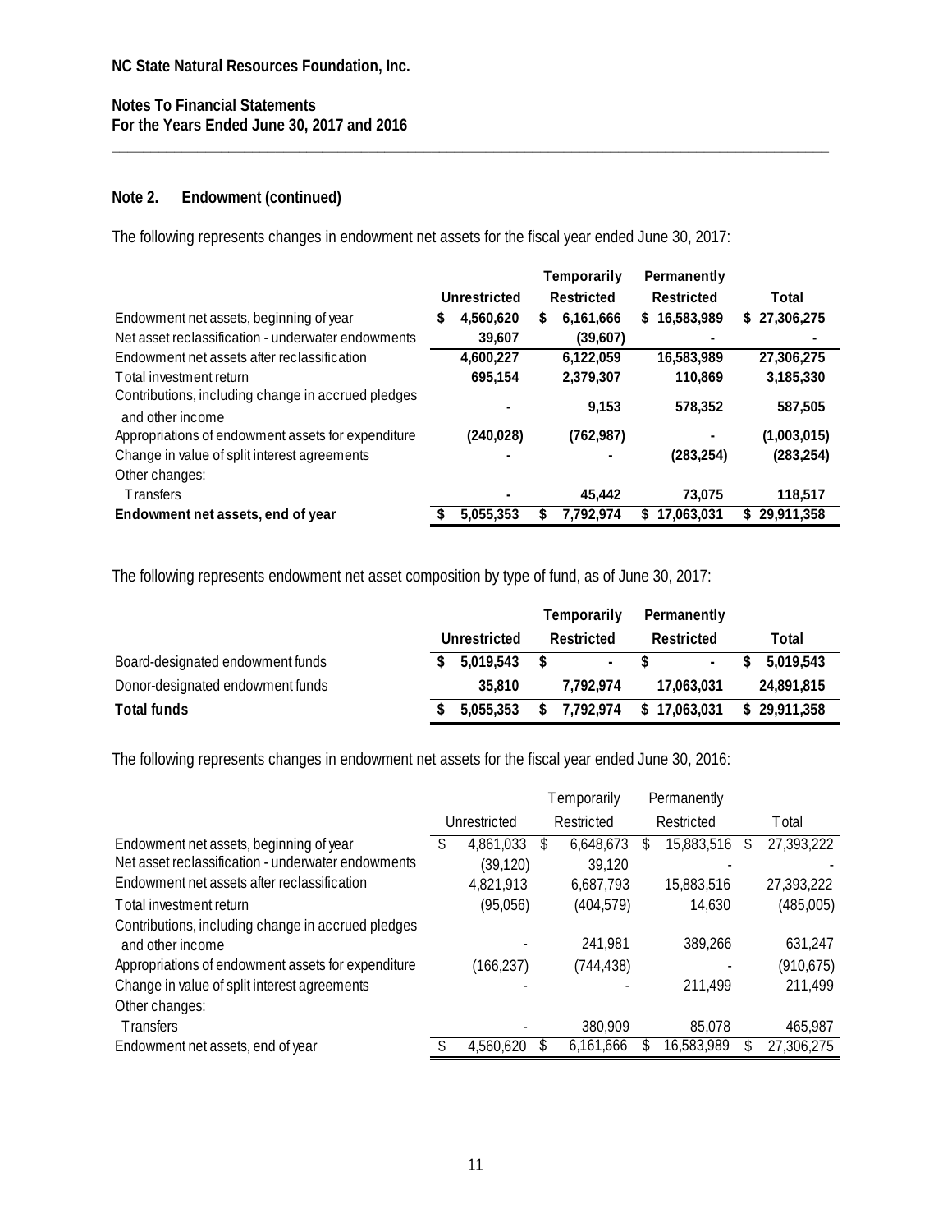NC State Natural Resources Foundation, Inc.

Notes To Financial Statements
For the Years Ended June 30, 2017 and 2016

## Note 2. Endowment (continued)

The following represents changes in endowment net assets for the fiscal year ended June 30, 2017:

| | Unrestricted | Temporarily Restricted | Permanently Restricted | Total |
|---|---|---|---|---|
| Endowment net assets, beginning of year | $ 4,560,620 | $ 6,161,666 | $ 16,583,989 | $ 27,306,275 |
| Net asset reclassification - underwater endowments | 39,607 | (39,607) | - | - |
| Endowment net assets after reclassification | 4,600,227 | 6,122,059 | 16,583,989 | 27,306,275 |
| Total investment return | 695,154 | 2,379,307 | 110,869 | 3,185,330 |
| Contributions, including change in accrued pledges and other income | - | 9,153 | 578,352 | 587,505 |
| Appropriations of endowment assets for expenditure | (240,028) | (762,987) | - | (1,003,015) |
| Change in value of split interest agreements | - | - | (283,254) | (283,254) |
| Other changes: | | | | |
| Transfers | - | 45,442 | 73,075 | 118,517 |
| **Endowment net assets, end of year** | **$ 5,055,353** | **$ 7,792,974** | **$ 17,063,031** | **$ 29,911,358** |

The following represents endowment net asset composition by type of fund, as of June 30, 2017:

| | Unrestricted | Temporarily Restricted | Permanently Restricted | Total |
|---|---|---|---|---|
| Board-designated endowment funds | $ 5,019,543 | $ - | $ - | $ 5,019,543 |
| Donor-designated endowment funds | 35,810 | 7,792,974 | 17,063,031 | 24,891,815 |
| **Total funds** | **$ 5,055,353** | **$ 7,792,974** | **$ 17,063,031** | **$ 29,911,358** |

The following represents changes in endowment net assets for the fiscal year ended June 30, 2016:

| | Unrestricted | Temporarily Restricted | Permanently Restricted | Total |
|---|---|---|---|---|
| Endowment net assets, beginning of year | $ 4,861,033 | $ 6,648,673 | $ 15,883,516 | $ 27,393,222 |
| Net asset reclassification - underwater endowments | (39,120) | 39,120 | - | - |
| Endowment net assets after reclassification | 4,821,913 | 6,687,793 | 15,883,516 | 27,393,222 |
| Total investment return | (95,056) | (404,579) | 14,630 | (485,005) |
| Contributions, including change in accrued pledges and other income | - | 241,981 | 389,266 | 631,247 |
| Appropriations of endowment assets for expenditure | (166,237) | (744,438) | - | (910,675) |
| Change in value of split interest agreements | - | - | 211,499 | 211,499 |
| Other changes: | | | | |
| Transfers | - | 380,909 | 85,078 | 465,987 |
| Endowment net assets, end of year | $ 4,560,620 | $ 6,161,666 | $ 16,583,989 | $ 27,306,275 |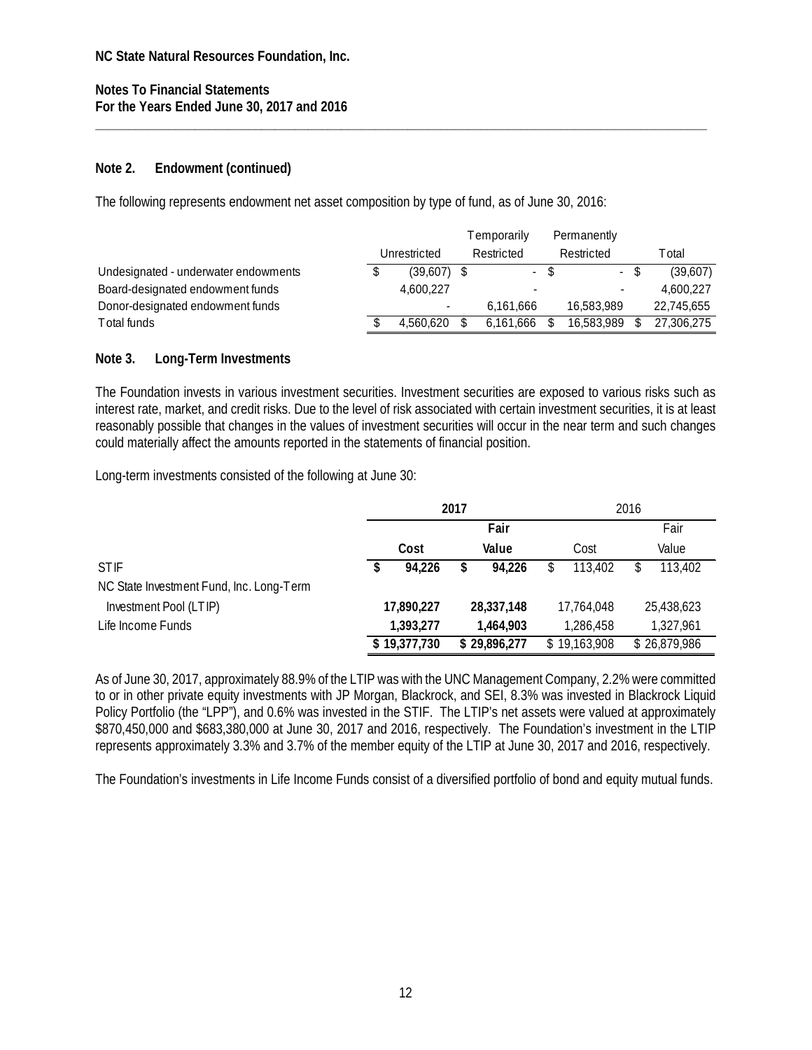**NC State Natural Resources Foundation, Inc.**

**Notes To Financial Statements**
**For the Years Ended June 30, 2017 and 2016**

## Note 2. Endowment (continued)

The following represents endowment net asset composition by type of fund, as of June 30, 2016:

| | Unrestricted | Temporarily Restricted | Permanently Restricted | Total |
|---|---|---|---|---|
| Undesignated - underwater endowments | $ (39,607) | $ - | $ - | $ (39,607) |
| Board-designated endowment funds | 4,600,227 | - | - | 4,600,227 |
| Donor-designated endowment funds | - | 6,161,666 | 16,583,989 | 22,745,655 |
| Total funds | $ 4,560,620 | $ 6,161,666 | $ 16,583,989 | $ 27,306,275 |

## Note 3. Long-Term Investments

The Foundation invests in various investment securities. Investment securities are exposed to various risks such as interest rate, market, and credit risks. Due to the level of risk associated with certain investment securities, it is at least reasonably possible that changes in the values of investment securities will occur in the near term and such changes could materially affect the amounts reported in the statements of financial position.

Long-term investments consisted of the following at June 30:

| | **2017** | | 2016 | |
|---|---|---|---|---|
| | **Cost** | **Fair Value** | Cost | Fair Value |
| STIF | **$ 94,226** | **$ 94,226** | $ 113,402 | $ 113,402 |
| NC State Investment Fund, Inc. Long-Term Investment Pool (LTIP) | **17,890,227** | **28,337,148** | 17,764,048 | 25,438,623 |
| Life Income Funds | **1,393,277** | **1,464,903** | 1,286,458 | 1,327,961 |
| | **$ 19,377,730** | **$ 29,896,277** | $ 19,163,908 | $ 26,879,986 |

As of June 30, 2017, approximately 88.9% of the LTIP was with the UNC Management Company, 2.2% were committed to or in other private equity investments with JP Morgan, Blackrock, and SEI, 8.3% was invested in Blackrock Liquid Policy Portfolio (the "LPP"), and 0.6% was invested in the STIF. The LTIP's net assets were valued at approximately $870,450,000 and $683,380,000 at June 30, 2017 and 2016, respectively. The Foundation's investment in the LTIP represents approximately 3.3% and 3.7% of the member equity of the LTIP at June 30, 2017 and 2016, respectively.

The Foundation's investments in Life Income Funds consist of a diversified portfolio of bond and equity mutual funds.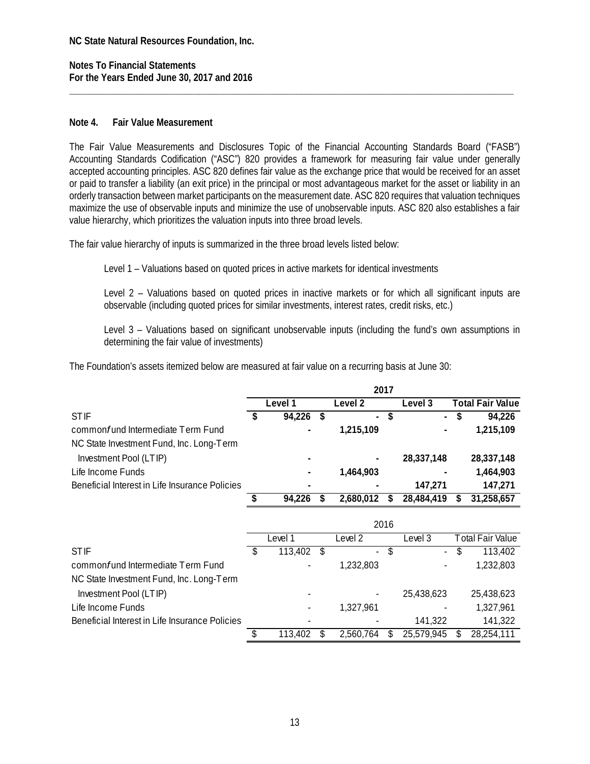**NC State Natural Resources Foundation, Inc.**

**Notes To Financial Statements**
**For the Years Ended June 30, 2017 and 2016**

## Note 4. Fair Value Measurement

The Fair Value Measurements and Disclosures Topic of the Financial Accounting Standards Board ("FASB") Accounting Standards Codification ("ASC") 820 provides a framework for measuring fair value under generally accepted accounting principles. ASC 820 defines fair value as the exchange price that would be received for an asset or paid to transfer a liability (an exit price) in the principal or most advantageous market for the asset or liability in an orderly transaction between market participants on the measurement date. ASC 820 requires that valuation techniques maximize the use of observable inputs and minimize the use of unobservable inputs. ASC 820 also establishes a fair value hierarchy, which prioritizes the valuation inputs into three broad levels.

The fair value hierarchy of inputs is summarized in the three broad levels listed below:

Level 1 – Valuations based on quoted prices in active markets for identical investments

Level 2 – Valuations based on quoted prices in inactive markets or for which all significant inputs are observable (including quoted prices for similar investments, interest rates, credit risks, etc.)

Level 3 – Valuations based on significant unobservable inputs (including the fund's own assumptions in determining the fair value of investments)

The Foundation's assets itemized below are measured at fair value on a recurring basis at June 30:

| | **2017** | | | |
|---|---|---|---|---|
| | **Level 1** | **Level 2** | **Level 3** | **Total Fair Value** |
| STIF | $ 94,226 | $ - | $ - | $ 94,226 |
| commonfund Intermediate Term Fund | - | 1,215,109 | - | 1,215,109 |
| NC State Investment Fund, Inc. Long-Term Investment Pool (LTIP) | - | - | 28,337,148 | 28,337,148 |
| Life Income Funds | - | 1,464,903 | - | 1,464,903 |
| Beneficial Interest in Life Insurance Policies | - | - | 147,271 | 147,271 |
| | $ 94,226 | $ 2,680,012 | $ 28,484,419 | $ 31,258,657 |

| | 2016 | | | |
|---|---|---|---|---|
| | Level 1 | Level 2 | Level 3 | Total Fair Value |
| STIF | $ 113,402 | $ - | $ - | $ 113,402 |
| commonfund Intermediate Term Fund | - | 1,232,803 | - | 1,232,803 |
| NC State Investment Fund, Inc. Long-Term Investment Pool (LTIP) | - | - | 25,438,623 | 25,438,623 |
| Life Income Funds | - | 1,327,961 | - | 1,327,961 |
| Beneficial Interest in Life Insurance Policies | - | - | 141,322 | 141,322 |
| | $ 113,402 | $ 2,560,764 | $ 25,579,945 | $ 28,254,111 |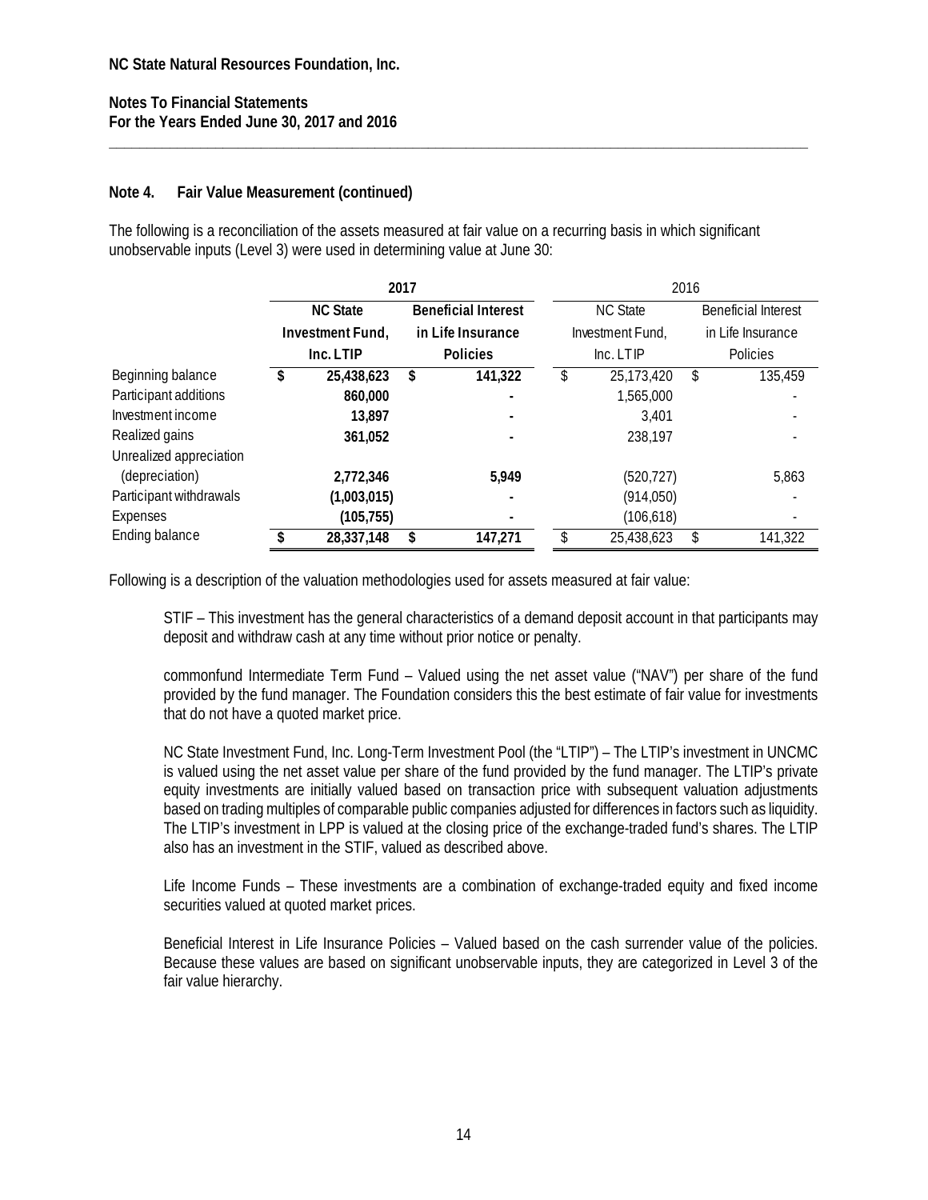**NC State Natural Resources Foundation, Inc.**

**Notes To Financial Statements**
**For the Years Ended June 30, 2017 and 2016**

## Note 4. Fair Value Measurement (continued)

The following is a reconciliation of the assets measured at fair value on a recurring basis in which significant unobservable inputs (Level 3) were used in determining value at June 30:

| | **2017** | | 2016 | |
|---|---|---|---|---|
| | **NC State Investment Fund, Inc. LTIP** | **Beneficial Interest in Life Insurance Policies** | NC State Investment Fund, Inc. LTIP | Beneficial Interest in Life Insurance Policies |
| Beginning balance | **$ 25,438,623** | **$ 141,322** | $ 25,173,420 | $ 135,459 |
| Participant additions | **860,000** | **-** | 1,565,000 | - |
| Investment income | **13,897** | **-** | 3,401 | - |
| Realized gains | **361,052** | **-** | 238,197 | - |
| Unrealized appreciation (depreciation) | **2,772,346** | **5,949** | (520,727) | 5,863 |
| Participant withdrawals | **(1,003,015)** | **-** | (914,050) | - |
| Expenses | **(105,755)** | **-** | (106,618) | - |
| Ending balance | **$ 28,337,148** | **$ 147,271** | $ 25,438,623 | $ 141,322 |

Following is a description of the valuation methodologies used for assets measured at fair value:

STIF – This investment has the general characteristics of a demand deposit account in that participants may deposit and withdraw cash at any time without prior notice or penalty.

commonfund Intermediate Term Fund – Valued using the net asset value ("NAV") per share of the fund provided by the fund manager. The Foundation considers this the best estimate of fair value for investments that do not have a quoted market price.

NC State Investment Fund, Inc. Long-Term Investment Pool (the "LTIP") – The LTIP's investment in UNCMC is valued using the net asset value per share of the fund provided by the fund manager. The LTIP's private equity investments are initially valued based on transaction price with subsequent valuation adjustments based on trading multiples of comparable public companies adjusted for differences in factors such as liquidity. The LTIP's investment in LPP is valued at the closing price of the exchange-traded fund's shares. The LTIP also has an investment in the STIF, valued as described above.

Life Income Funds – These investments are a combination of exchange-traded equity and fixed income securities valued at quoted market prices.

Beneficial Interest in Life Insurance Policies – Valued based on the cash surrender value of the policies. Because these values are based on significant unobservable inputs, they are categorized in Level 3 of the fair value hierarchy.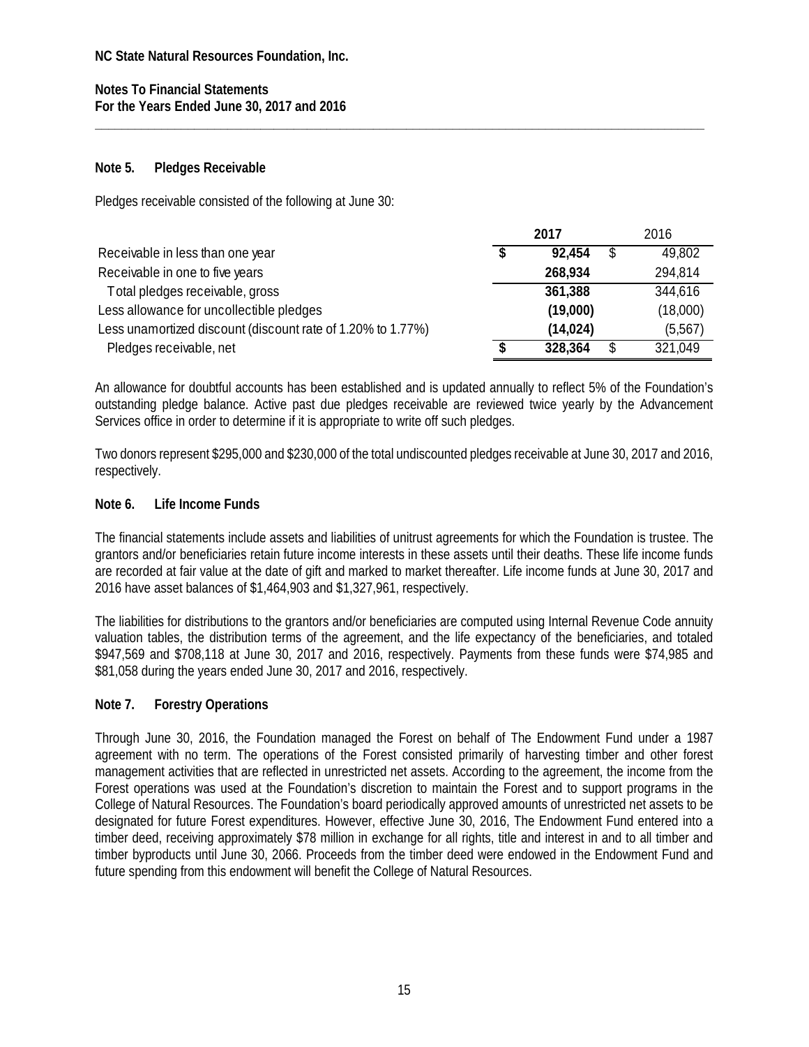**NC State Natural Resources Foundation, Inc.**

**Notes To Financial Statements**
**For the Years Ended June 30, 2017 and 2016**

### Note 5. Pledges Receivable

Pledges receivable consisted of the following at June 30:

| | 2017 | 2016 |
|---|---|---|
| Receivable in less than one year | **$ 92,454** | $ 49,802 |
| Receivable in one to five years | **268,934** | 294,814 |
| Total pledges receivable, gross | **361,388** | 344,616 |
| Less allowance for uncollectible pledges | **(19,000)** | (18,000) |
| Less unamortized discount (discount rate of 1.20% to 1.77%) | **(14,024)** | (5,567) |
| Pledges receivable, net | **$ 328,364** | $ 321,049 |

An allowance for doubtful accounts has been established and is updated annually to reflect 5% of the Foundation's outstanding pledge balance. Active past due pledges receivable are reviewed twice yearly by the Advancement Services office in order to determine if it is appropriate to write off such pledges.

Two donors represent $295,000 and $230,000 of the total undiscounted pledges receivable at June 30, 2017 and 2016, respectively.

### Note 6. Life Income Funds

The financial statements include assets and liabilities of unitrust agreements for which the Foundation is trustee. The grantors and/or beneficiaries retain future income interests in these assets until their deaths. These life income funds are recorded at fair value at the date of gift and marked to market thereafter. Life income funds at June 30, 2017 and 2016 have asset balances of $1,464,903 and $1,327,961, respectively.

The liabilities for distributions to the grantors and/or beneficiaries are computed using Internal Revenue Code annuity valuation tables, the distribution terms of the agreement, and the life expectancy of the beneficiaries, and totaled $947,569 and $708,118 at June 30, 2017 and 2016, respectively. Payments from these funds were $74,985 and $81,058 during the years ended June 30, 2017 and 2016, respectively.

### Note 7. Forestry Operations

Through June 30, 2016, the Foundation managed the Forest on behalf of The Endowment Fund under a 1987 agreement with no term. The operations of the Forest consisted primarily of harvesting timber and other forest management activities that are reflected in unrestricted net assets. According to the agreement, the income from the Forest operations was used at the Foundation's discretion to maintain the Forest and to support programs in the College of Natural Resources. The Foundation's board periodically approved amounts of unrestricted net assets to be designated for future Forest expenditures. However, effective June 30, 2016, The Endowment Fund entered into a timber deed, receiving approximately $78 million in exchange for all rights, title and interest in and to all timber and timber byproducts until June 30, 2066. Proceeds from the timber deed were endowed in the Endowment Fund and future spending from this endowment will benefit the College of Natural Resources.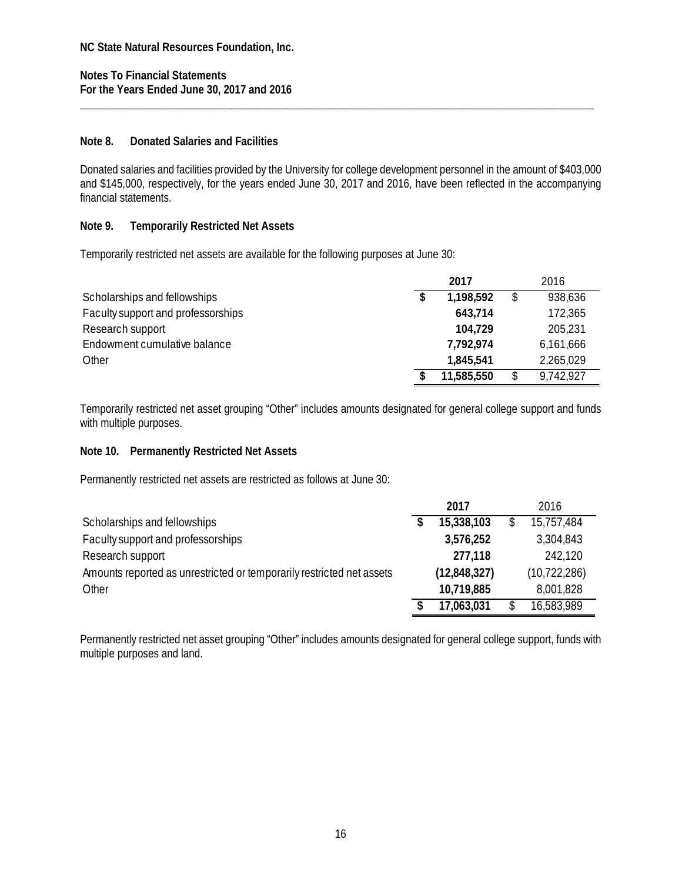## Note 8. Donated Salaries and Facilities

Donated salaries and facilities provided by the University for college development personnel in the amount of $403,000 and $145,000, respectively, for the years ended June 30, 2017 and 2016, have been reflected in the accompanying financial statements.

## Note 9. Temporarily Restricted Net Assets

Temporarily restricted net assets are available for the following purposes at June 30:

| | 2017 | 2016 |
|---|---|---|
| Scholarships and fellowships | $ 1,198,592 | $ 938,636 |
| Faculty support and professorships | 643,714 | 172,365 |
| Research support | 104,729 | 205,231 |
| Endowment cumulative balance | 7,792,974 | 6,161,666 |
| Other | 1,845,541 | 2,265,029 |
| | $ 11,585,550 | $ 9,742,927 |

Temporarily restricted net asset grouping "Other" includes amounts designated for general college support and funds with multiple purposes.

## Note 10. Permanently Restricted Net Assets

Permanently restricted net assets are restricted as follows at June 30:

| | 2017 | 2016 |
|---|---|---|
| Scholarships and fellowships | $ 15,338,103 | $ 15,757,484 |
| Faculty support and professorships | 3,576,252 | 3,304,843 |
| Research support | 277,118 | 242,120 |
| Amounts reported as unrestricted or temporarily restricted net assets | (12,848,327) | (10,722,286) |
| Other | 10,719,885 | 8,001,828 |
| | $ 17,063,031 | $ 16,583,989 |

Permanently restricted net asset grouping "Other" includes amounts designated for general college support, funds with multiple purposes and land.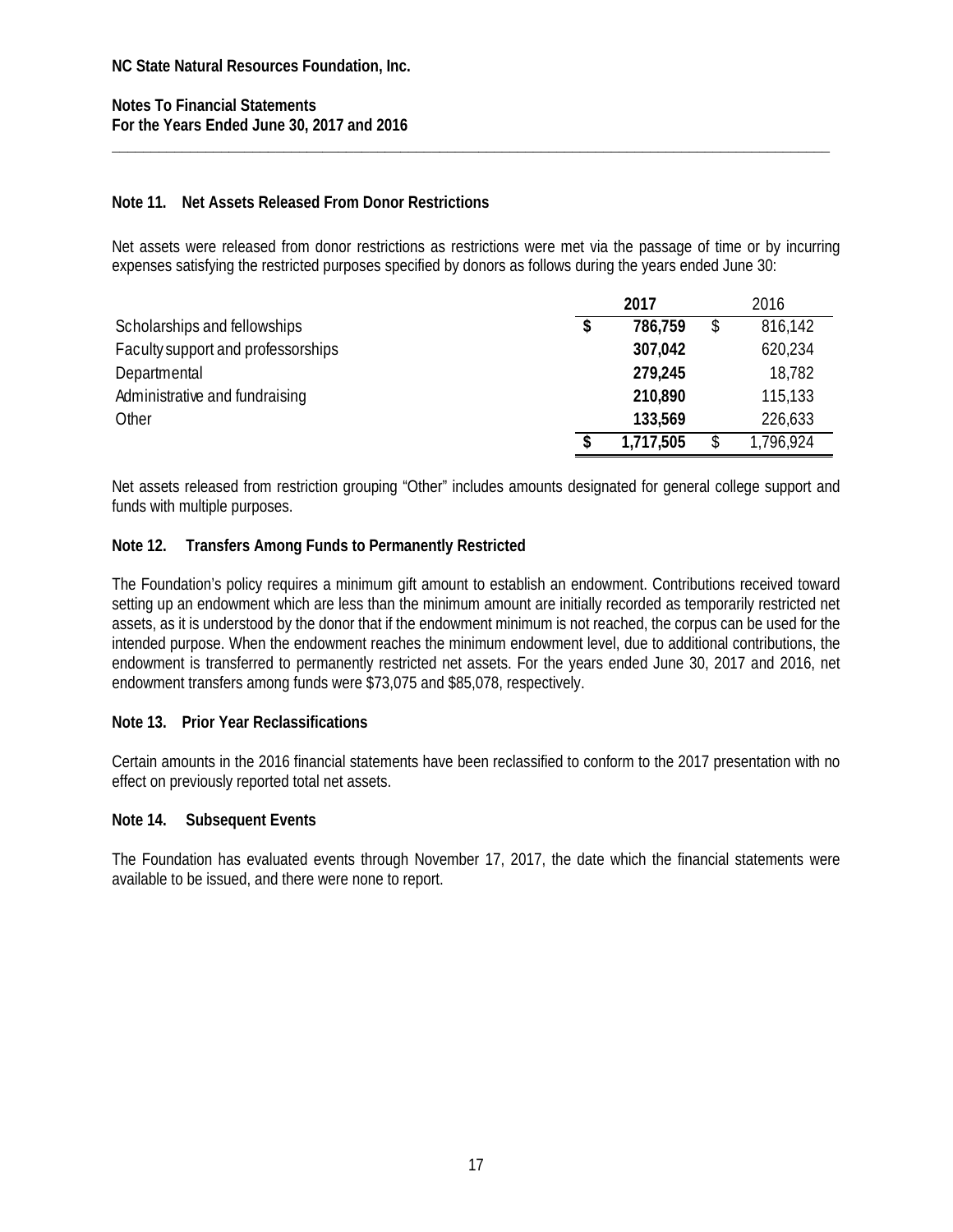**NC State Natural Resources Foundation, Inc.**

**Notes To Financial Statements**
**For the Years Ended June 30, 2017 and 2016**

### Note 11. Net Assets Released From Donor Restrictions

Net assets were released from donor restrictions as restrictions were met via the passage of time or by incurring expenses satisfying the restricted purposes specified by donors as follows during the years ended June 30:

| | 2017 | 2016 |
|---|---|---|
| Scholarships and fellowships | $ 786,759 | $ 816,142 |
| Faculty support and professorships | 307,042 | 620,234 |
| Departmental | 279,245 | 18,782 |
| Administrative and fundraising | 210,890 | 115,133 |
| Other | 133,569 | 226,633 |
| | $ 1,717,505 | $ 1,796,924 |

Net assets released from restriction grouping "Other" includes amounts designated for general college support and funds with multiple purposes.

### Note 12. Transfers Among Funds to Permanently Restricted

The Foundation's policy requires a minimum gift amount to establish an endowment. Contributions received toward setting up an endowment which are less than the minimum amount are initially recorded as temporarily restricted net assets, as it is understood by the donor that if the endowment minimum is not reached, the corpus can be used for the intended purpose. When the endowment reaches the minimum endowment level, due to additional contributions, the endowment is transferred to permanently restricted net assets. For the years ended June 30, 2017 and 2016, net endowment transfers among funds were $73,075 and $85,078, respectively.

### Note 13. Prior Year Reclassifications

Certain amounts in the 2016 financial statements have been reclassified to conform to the 2017 presentation with no effect on previously reported total net assets.

### Note 14. Subsequent Events

The Foundation has evaluated events through November 17, 2017, the date which the financial statements were available to be issued, and there were none to report.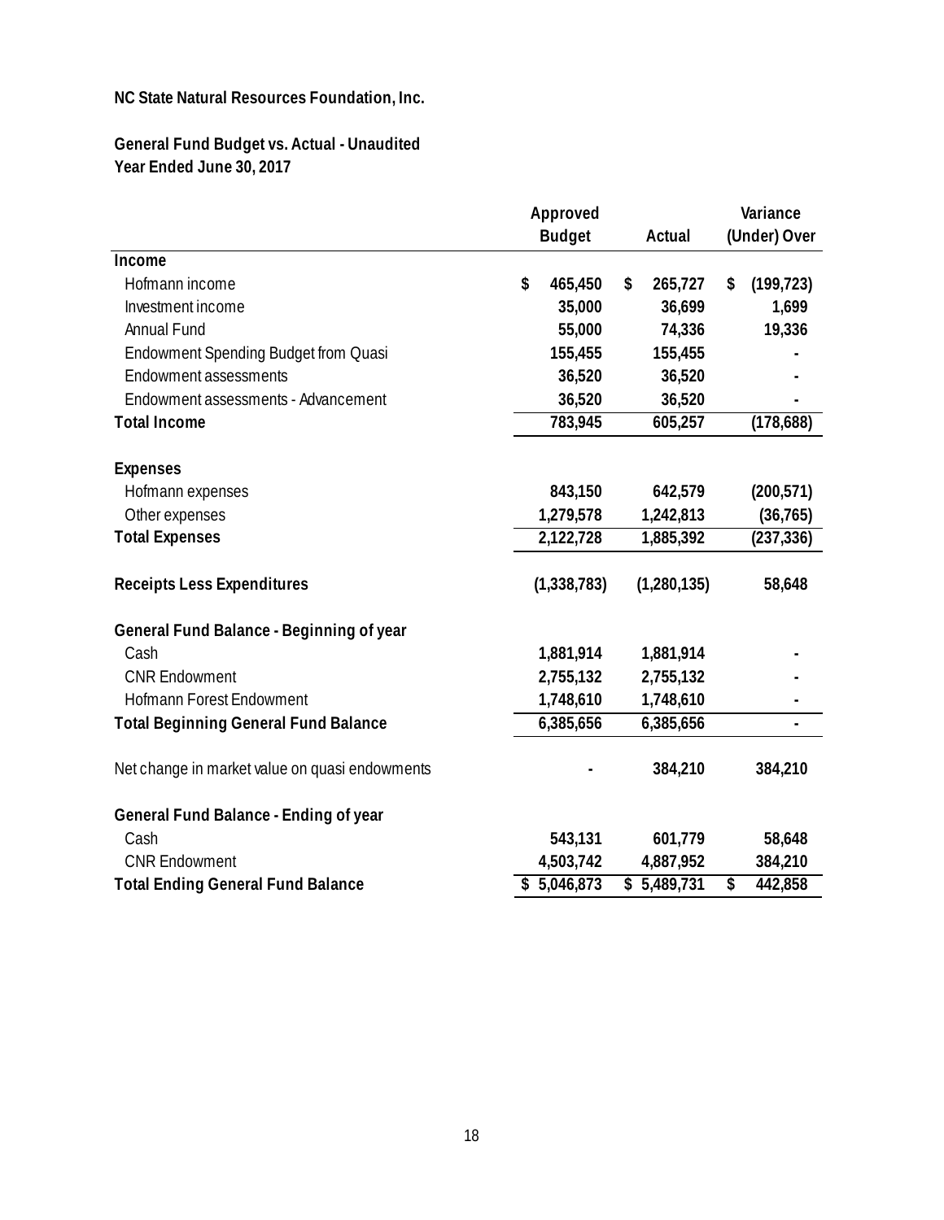**NC State Natural Resources Foundation, Inc.**

**General Fund Budget vs. Actual - Unaudited**
**Year Ended June 30, 2017**

| | Approved Budget | Actual | Variance (Under) Over |
|---|---|---|---|
| **Income** | | | |
| Hofmann income | $ 465,450 | $ 265,727 | $ (199,723) |
| Investment income | 35,000 | 36,699 | 1,699 |
| Annual Fund | 55,000 | 74,336 | 19,336 |
| Endowment Spending Budget from Quasi | 155,455 | 155,455 | - |
| Endowment assessments | 36,520 | 36,520 | - |
| Endowment assessments - Advancement | 36,520 | 36,520 | - |
| **Total Income** | 783,945 | 605,257 | (178,688) |
| | | | |
| **Expenses** | | | |
| Hofmann expenses | 843,150 | 642,579 | (200,571) |
| Other expenses | 1,279,578 | 1,242,813 | (36,765) |
| **Total Expenses** | 2,122,728 | 1,885,392 | (237,336) |
| | | | |
| **Receipts Less Expenditures** | (1,338,783) | (1,280,135) | 58,648 |
| | | | |
| **General Fund Balance - Beginning of year** | | | |
| Cash | 1,881,914 | 1,881,914 | - |
| CNR Endowment | 2,755,132 | 2,755,132 | - |
| Hofmann Forest Endowment | 1,748,610 | 1,748,610 | - |
| **Total Beginning General Fund Balance** | 6,385,656 | 6,385,656 | - |
| | | | |
| Net change in market value on quasi endowments | - | 384,210 | 384,210 |
| | | | |
| **General Fund Balance - Ending of year** | | | |
| Cash | 543,131 | 601,779 | 58,648 |
| CNR Endowment | 4,503,742 | 4,887,952 | 384,210 |
| **Total Ending General Fund Balance** | $ 5,046,873 | $ 5,489,731 | $ 442,858 |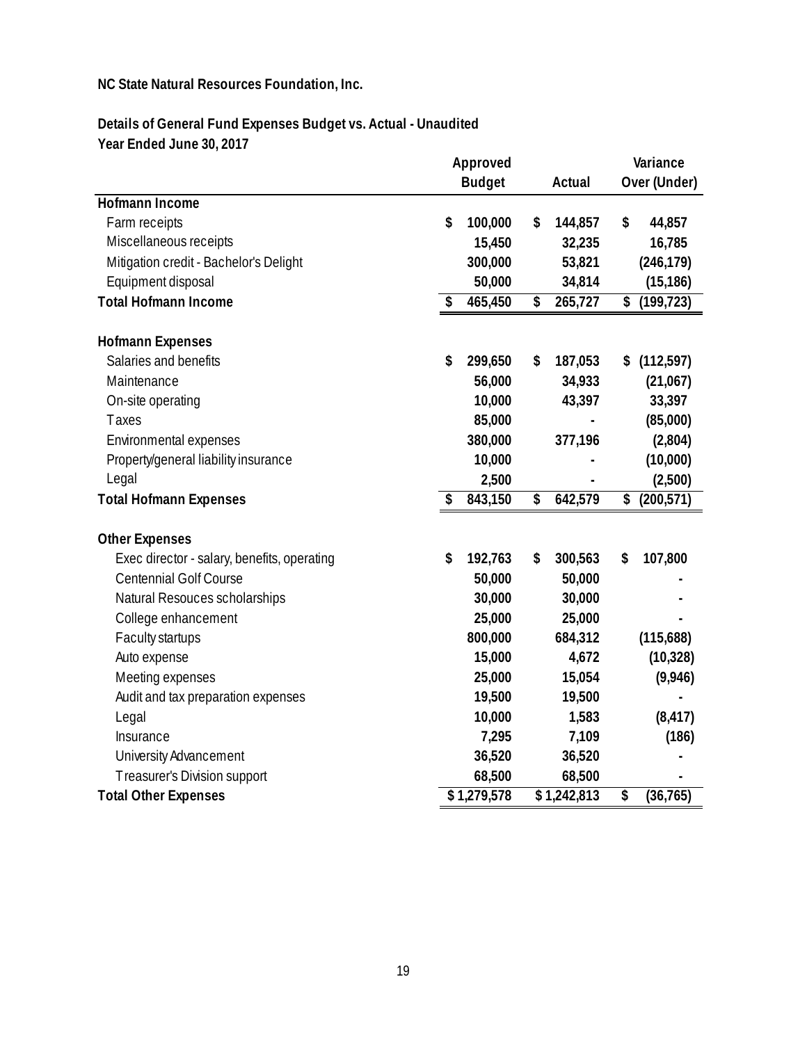**NC State Natural Resources Foundation, Inc.**

**Details of General Fund Expenses Budget vs. Actual - Unaudited**
**Year Ended June 30, 2017**

| | Approved Budget | Actual | Variance Over (Under) |
|---|---|---|---|
| **Hofmann Income** | | | |
| Farm receipts | $ 100,000 | $ 144,857 | $ 44,857 |
| Miscellaneous receipts | 15,450 | 32,235 | 16,785 |
| Mitigation credit - Bachelor's Delight | 300,000 | 53,821 | (246,179) |
| Equipment disposal | 50,000 | 34,814 | (15,186) |
| **Total Hofmann Income** | $ 465,450 | $ 265,727 | $ (199,723) |
| | | | |
| **Hofmann Expenses** | | | |
| Salaries and benefits | $ 299,650 | $ 187,053 | $ (112,597) |
| Maintenance | 56,000 | 34,933 | (21,067) |
| On-site operating | 10,000 | 43,397 | 33,397 |
| Taxes | 85,000 | - | (85,000) |
| Environmental expenses | 380,000 | 377,196 | (2,804) |
| Property/general liability insurance | 10,000 | - | (10,000) |
| Legal | 2,500 | - | (2,500) |
| **Total Hofmann Expenses** | $ 843,150 | $ 642,579 | $ (200,571) |
| | | | |
| **Other Expenses** | | | |
| Exec director - salary, benefits, operating | $ 192,763 | $ 300,563 | $ 107,800 |
| Centennial Golf Course | 50,000 | 50,000 | - |
| Natural Resouces scholarships | 30,000 | 30,000 | - |
| College enhancement | 25,000 | 25,000 | - |
| Faculty startups | 800,000 | 684,312 | (115,688) |
| Auto expense | 15,000 | 4,672 | (10,328) |
| Meeting expenses | 25,000 | 15,054 | (9,946) |
| Audit and tax preparation expenses | 19,500 | 19,500 | - |
| Legal | 10,000 | 1,583 | (8,417) |
| Insurance | 7,295 | 7,109 | (186) |
| University Advancement | 36,520 | 36,520 | - |
| Treasurer's Division support | 68,500 | 68,500 | - |
| **Total Other Expenses** | $ 1,279,578 | $ 1,242,813 | $ (36,765) |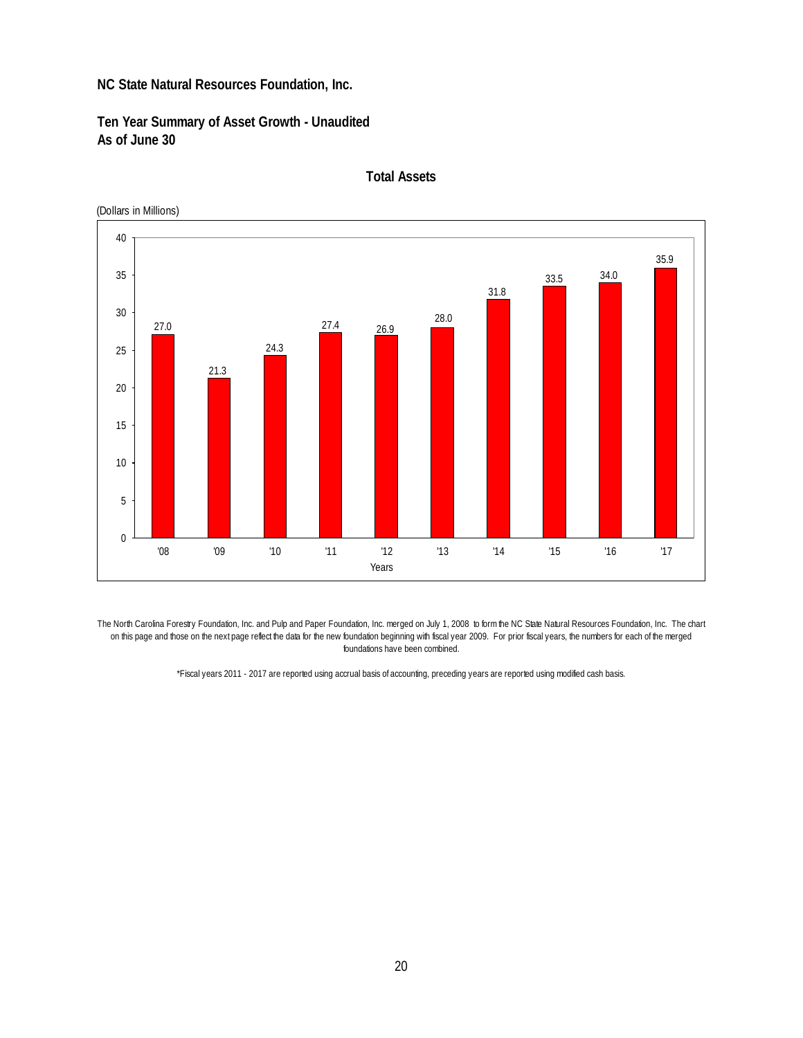**NC State Natural Resources Foundation, Inc.**

**Ten Year Summary of Asset Growth - Unaudited**
**As of June 30**

**Total Assets**

(Dollars in Millions)

| Years | '08 | '09 | '10 | '11 | '12 | '13 | '14 | '15 | '16 | '17 |
|---|---|---|---|---|---|---|---|---|---|---|
| Total Assets | 27.0 | 21.3 | 24.3 | 27.4 | 26.9 | 28.0 | 31.8 | 33.5 | 34.0 | 35.9 |

The North Carolina Forestry Foundation, Inc. and Pulp and Paper Foundation, Inc. merged on July 1, 2008 to form the NC State Natural Resources Foundation, Inc. The chart on this page and those on the next page reflect the data for the new foundation beginning with fiscal year 2009. For prior fiscal years, the numbers for each of the merged foundations have been combined.

*Fiscal years 2011 - 2017 are reported using accrual basis of accounting, preceding years are reported using modified cash basis.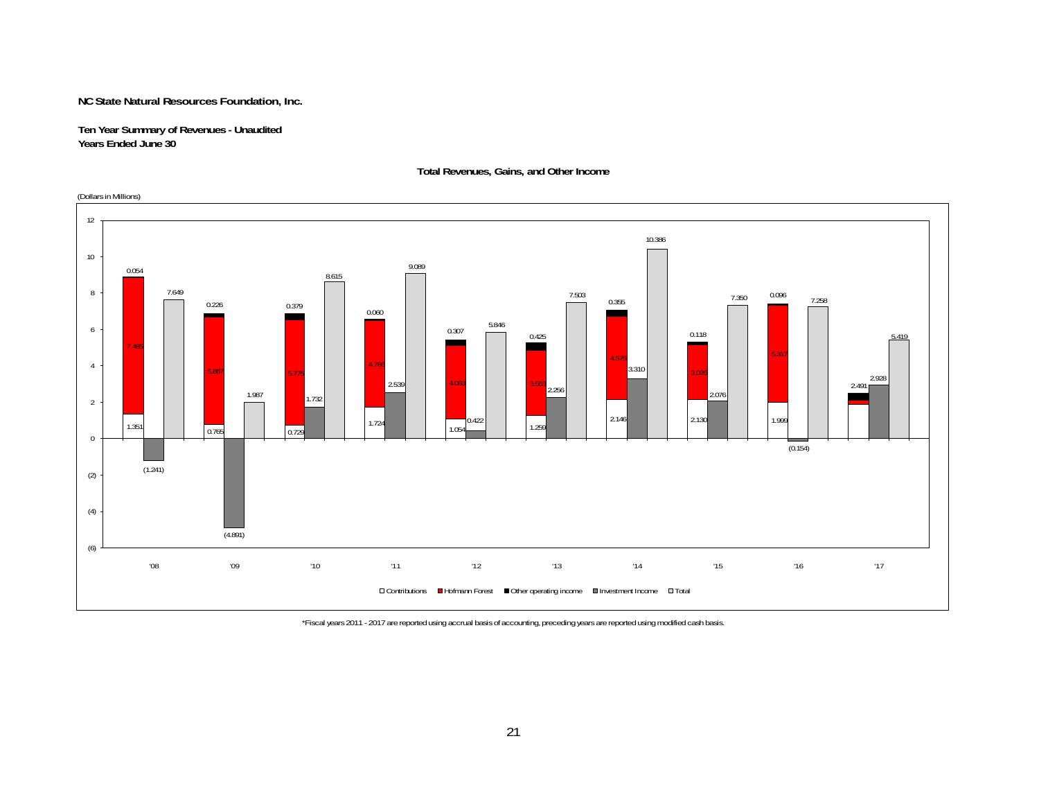**NC State Natural Resources Foundation, Inc.**

**Ten Year Summary of Revenues - Unaudited**
**Years Ended June 30**

**Total Revenues, Gains, and Other Income**

(Dollars in Millions)

| Year | Contributions | Hofmann Forest | Other operating income | Investment Income | Total |
|---|---|---|---|---|---|
| '08 | 1.351 | 7.465 | 0.054 | (1.241) | 7.649 |
| '09 | 0.765 | 5.887 | 0.226 | (4.891) | 1.987 |
| '10 | 0.729 | 5.775 | 0.379 | 1.732 | 8.615 |
| '11 | 1.724 | 4.766 | 0.060 | 2.539 | 9.089 |
| '12 | 1.054 | 4.063 | 0.307 | 0.422 | 5.846 |
| '13 | 1.259 | 3.563 | 0.425 | 2.256 | 7.503 |
| '14 | 2.146 | 4.575 | 0.355 | 3.310 | 10.386 |
| '15 | 2.130 | 3.026 | 0.118 | 2.076 | 7.350 |
| '16 | 1.999 | 5.317 | 0.096 | (0.154) | 7.258 |
| '17 | 2.491 | | | 2.928 | 5.419 |

*Fiscal years 2011 - 2017 are reported using accrual basis of accounting, preceding years are reported using modified cash basis.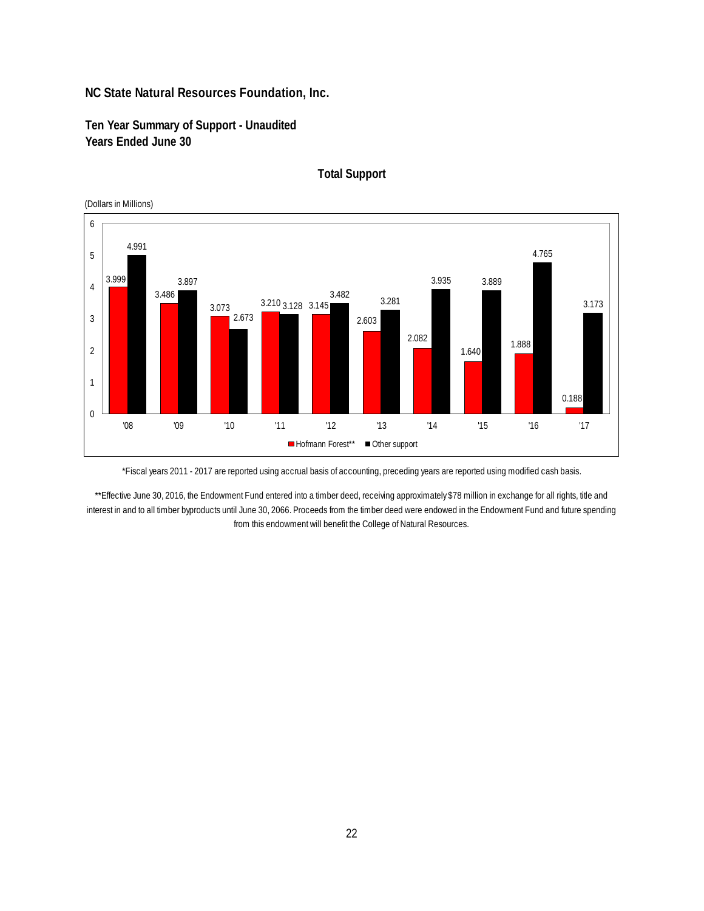**NC State Natural Resources Foundation, Inc.**

**Ten Year Summary of Support - Unaudited**
**Years Ended June 30**

**Total Support**

(Dollars in Millions)

6
5
4
3
2
1
0

3.999 4.991
3.486 3.897
3.073 2.673
3.210 3.128
3.145 3.482
2.603 3.281
2.082 3.935
1.640 3.889
1.888 4.765
0.188 3.173

'08 '09 '10 '11 '12 '13 '14 '15 '16 '17

Hofmann Forest** Other support

*Fiscal years 2011 - 2017 are reported using accrual basis of accounting, preceding years are reported using modified cash basis.

**Effective June 30, 2016, the Endowment Fund entered into a timber deed, receiving approximately $78 million in exchange for all rights, title and interest in and to all timber byproducts until June 30, 2066. Proceeds from the timber deed were endowed in the Endowment Fund and future spending from this endowment will benefit the College of Natural Resources.